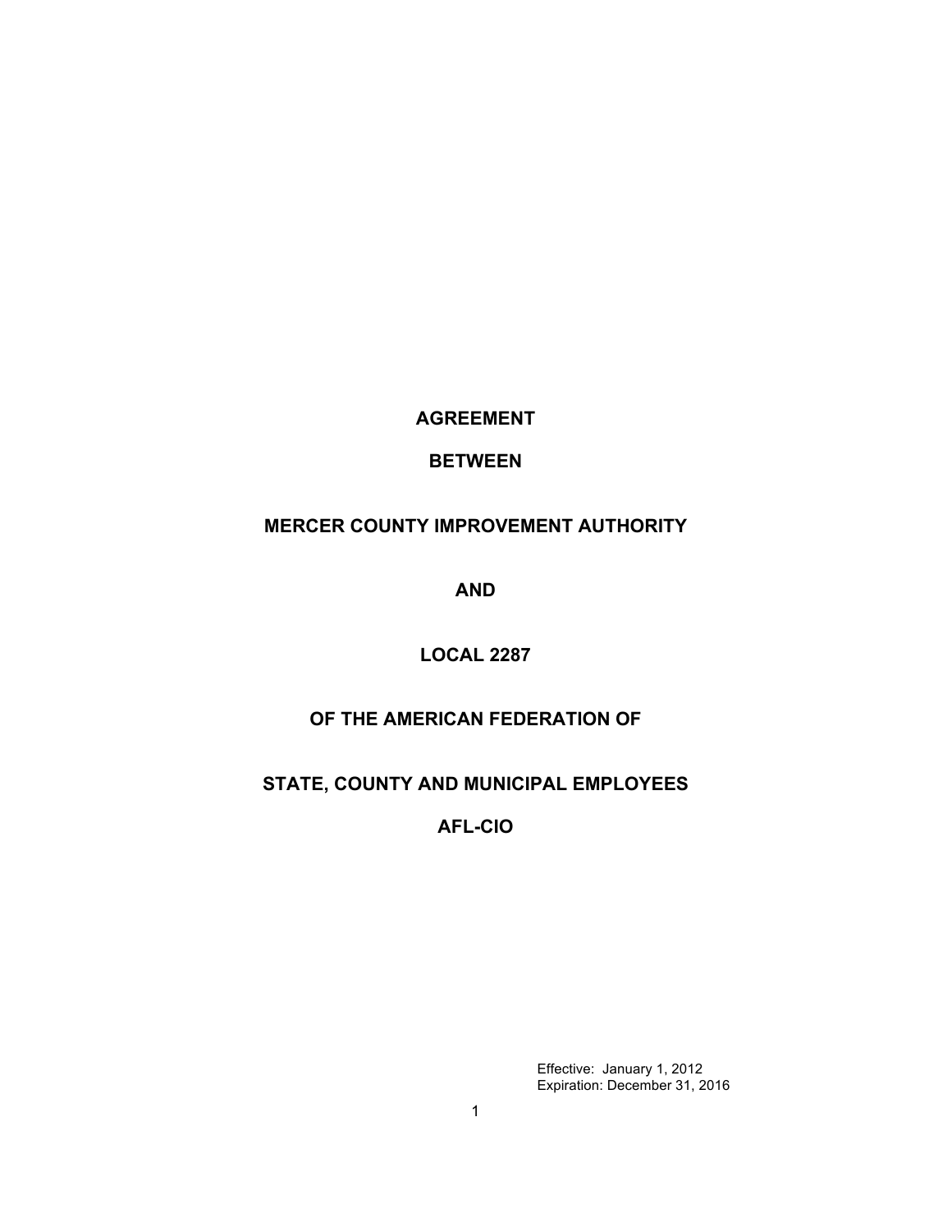**AGREEMENT**

**BETWEEN**

**MERCER COUNTY IMPROVEMENT AUTHORITY**

**AND**

**LOCAL 2287**

**OF THE AMERICAN FEDERATION OF**

**STATE, COUNTY AND MUNICIPAL EMPLOYEES**

**AFL-CIO**

Effective: January 1, 2012
Expiration: December 31, 2016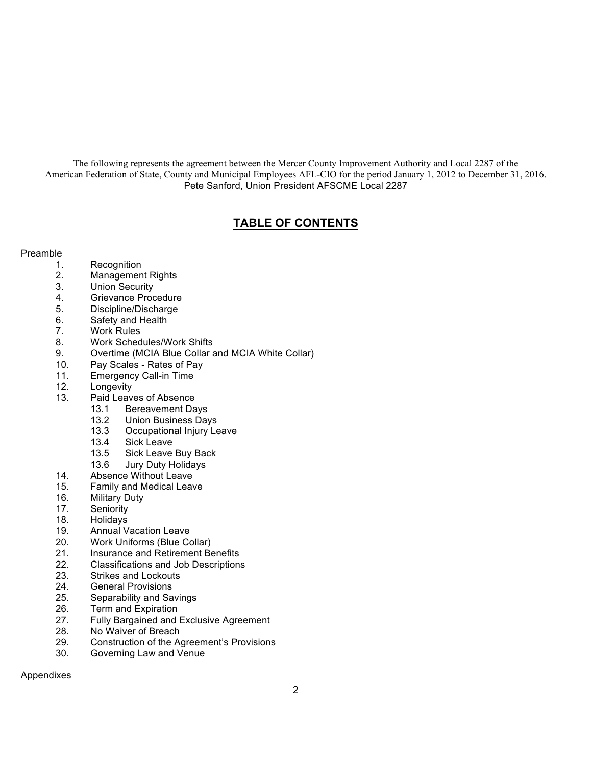The following represents the agreement between the Mercer County Improvement Authority and Local 2287 of the American Federation of State, County and Municipal Employees AFL-CIO for the period January 1, 2012 to December 31, 2016.
Pete Sanford, Union President AFSCME Local 2287

## TABLE OF CONTENTS

Preamble

1. Recognition
2. Management Rights
3. Union Security
4. Grievance Procedure
5. Discipline/Discharge
6. Safety and Health
7. Work Rules
8. Work Schedules/Work Shifts
9. Overtime (MCIA Blue Collar and MCIA White Collar)
10. Pay Scales - Rates of Pay
11. Emergency Call-in Time
12. Longevity
13. Paid Leaves of Absence
    - 13.1 Bereavement Days
    - 13.2 Union Business Days
    - 13.3 Occupational Injury Leave
    - 13.4 Sick Leave
    - 13.5 Sick Leave Buy Back
    - 13.6 Jury Duty Holidays
14. Absence Without Leave
15. Family and Medical Leave
16. Military Duty
17. Seniority
18. Holidays
19. Annual Vacation Leave
20. Work Uniforms (Blue Collar)
21. Insurance and Retirement Benefits
22. Classifications and Job Descriptions
23. Strikes and Lockouts
24. General Provisions
25. Separability and Savings
26. Term and Expiration
27. Fully Bargained and Exclusive Agreement
28. No Waiver of Breach
29. Construction of the Agreement's Provisions
30. Governing Law and Venue

Appendixes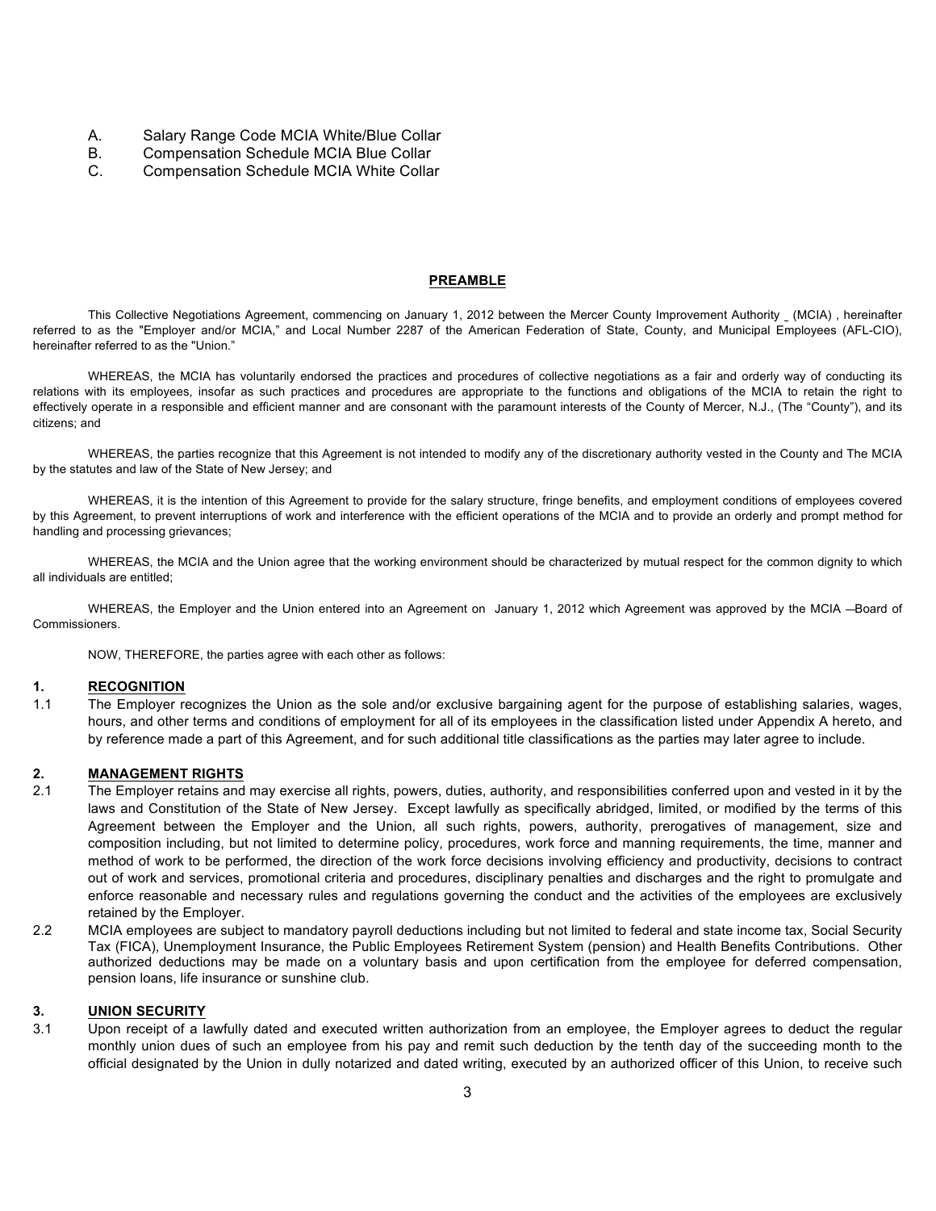A. Salary Range Code MCIA White/Blue Collar
B. Compensation Schedule MCIA Blue Collar
C. Compensation Schedule MCIA White Collar

## PREAMBLE

This Collective Negotiations Agreement, commencing on January 1, 2012 between the Mercer County Improvement Authority _ (MCIA) , hereinafter referred to as the "Employer and/or MCIA," and Local Number 2287 of the American Federation of State, County, and Municipal Employees (AFL-CIO), hereinafter referred to as the "Union."

WHEREAS, the MCIA has voluntarily endorsed the practices and procedures of collective negotiations as a fair and orderly way of conducting its relations with its employees, insofar as such practices and procedures are appropriate to the functions and obligations of the MCIA to retain the right to effectively operate in a responsible and efficient manner and are consonant with the paramount interests of the County of Mercer, N.J., (The "County"), and its citizens; and

WHEREAS, the parties recognize that this Agreement is not intended to modify any of the discretionary authority vested in the County and The MCIA by the statutes and law of the State of New Jersey; and

WHEREAS, it is the intention of this Agreement to provide for the salary structure, fringe benefits, and employment conditions of employees covered by this Agreement, to prevent interruptions of work and interference with the efficient operations of the MCIA and to provide an orderly and prompt method for handling and processing grievances;

WHEREAS, the MCIA and the Union agree that the working environment should be characterized by mutual respect for the common dignity to which all individuals are entitled;

WHEREAS, the Employer and the Union entered into an Agreement on January 1, 2012 which Agreement was approved by the MCIA ―Board of Commissioners.

NOW, THEREFORE, the parties agree with each other as follows:

## 1. RECOGNITION

1.1 The Employer recognizes the Union as the sole and/or exclusive bargaining agent for the purpose of establishing salaries, wages, hours, and other terms and conditions of employment for all of its employees in the classification listed under Appendix A hereto, and by reference made a part of this Agreement, and for such additional title classifications as the parties may later agree to include.

## 2. MANAGEMENT RIGHTS

2.1 The Employer retains and may exercise all rights, powers, duties, authority, and responsibilities conferred upon and vested in it by the laws and Constitution of the State of New Jersey. Except lawfully as specifically abridged, limited, or modified by the terms of this Agreement between the Employer and the Union, all such rights, powers, authority, prerogatives of management, size and composition including, but not limited to determine policy, procedures, work force and manning requirements, the time, manner and method of work to be performed, the direction of the work force decisions involving efficiency and productivity, decisions to contract out of work and services, promotional criteria and procedures, disciplinary penalties and discharges and the right to promulgate and enforce reasonable and necessary rules and regulations governing the conduct and the activities of the employees are exclusively retained by the Employer.

2.2 MCIA employees are subject to mandatory payroll deductions including but not limited to federal and state income tax, Social Security Tax (FICA), Unemployment Insurance, the Public Employees Retirement System (pension) and Health Benefits Contributions. Other authorized deductions may be made on a voluntary basis and upon certification from the employee for deferred compensation, pension loans, life insurance or sunshine club.

## 3. UNION SECURITY

3.1 Upon receipt of a lawfully dated and executed written authorization from an employee, the Employer agrees to deduct the regular monthly union dues of such an employee from his pay and remit such deduction by the tenth day of the succeeding month to the official designated by the Union in dully notarized and dated writing, executed by an authorized officer of this Union, to receive such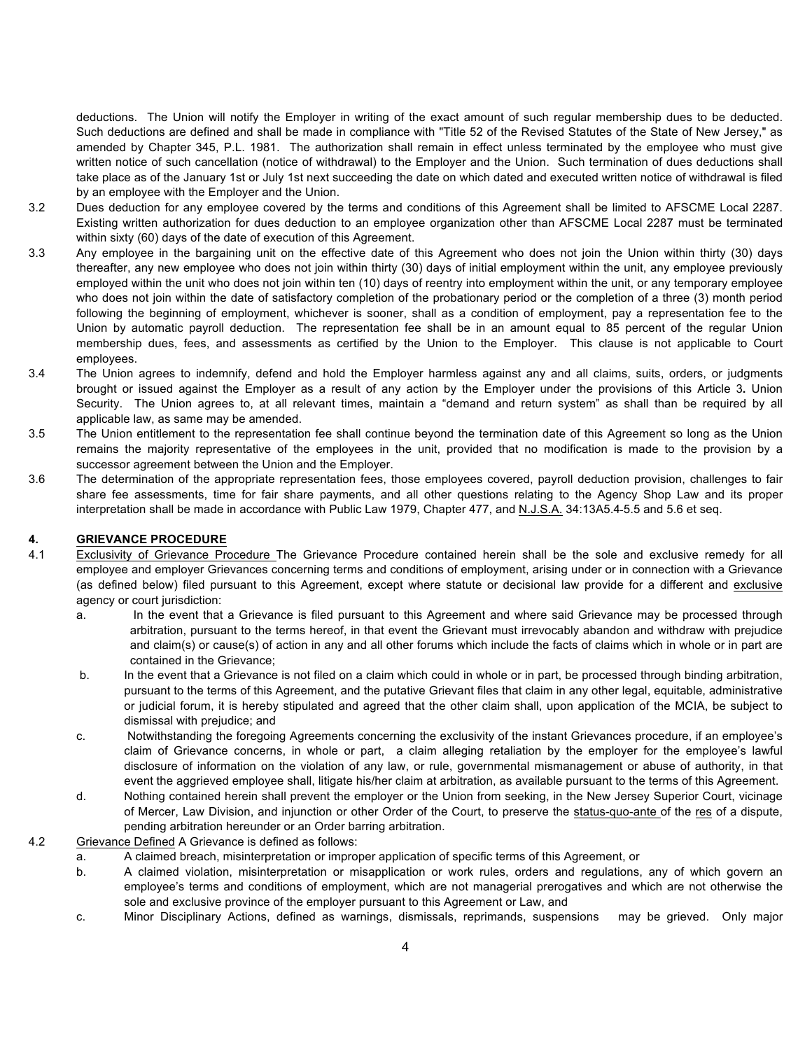deductions. The Union will notify the Employer in writing of the exact amount of such regular membership dues to be deducted. Such deductions are defined and shall be made in compliance with "Title 52 of the Revised Statutes of the State of New Jersey," as amended by Chapter 345, P.L. 1981. The authorization shall remain in effect unless terminated by the employee who must give written notice of such cancellation (notice of withdrawal) to the Employer and the Union. Such termination of dues deductions shall take place as of the January 1st or July 1st next succeeding the date on which dated and executed written notice of withdrawal is filed by an employee with the Employer and the Union.

3.2 Dues deduction for any employee covered by the terms and conditions of this Agreement shall be limited to AFSCME Local 2287. Existing written authorization for dues deduction to an employee organization other than AFSCME Local 2287 must be terminated within sixty (60) days of the date of execution of this Agreement.

3.3 Any employee in the bargaining unit on the effective date of this Agreement who does not join the Union within thirty (30) days thereafter, any new employee who does not join within thirty (30) days of initial employment within the unit, any employee previously employed within the unit who does not join within ten (10) days of reentry into employment within the unit, or any temporary employee who does not join within the date of satisfactory completion of the probationary period or the completion of a three (3) month period following the beginning of employment, whichever is sooner, shall as a condition of employment, pay a representation fee to the Union by automatic payroll deduction. The representation fee shall be in an amount equal to 85 percent of the regular Union membership dues, fees, and assessments as certified by the Union to the Employer. This clause is not applicable to Court employees.

3.4 The Union agrees to indemnify, defend and hold the Employer harmless against any and all claims, suits, orders, or judgments brought or issued against the Employer as a result of any action by the Employer under the provisions of this Article 3**.** Union Security. The Union agrees to, at all relevant times, maintain a "demand and return system" as shall than be required by all applicable law, as same may be amended.

3.5 The Union entitlement to the representation fee shall continue beyond the termination date of this Agreement so long as the Union remains the majority representative of the employees in the unit, provided that no modification is made to the provision by a successor agreement between the Union and the Employer.

3.6 The determination of the appropriate representation fees, those employees covered, payroll deduction provision, challenges to fair share fee assessments, time for fair share payments, and all other questions relating to the Agency Shop Law and its proper interpretation shall be made in accordance with Public Law 1979, Chapter 477, and <u>N.J.S.A.</u> 34:13A5.4-5.5 and 5.6 et seq.

## 4. <u>GRIEVANCE PROCEDURE</u>

4.1 <u>Exclusivity of Grievance Procedure</u> The Grievance Procedure contained herein shall be the sole and exclusive remedy for all employee and employer Grievances concerning terms and conditions of employment, arising under or in connection with a Grievance (as defined below) filed pursuant to this Agreement, except where statute or decisional law provide for a different and <u>exclusive</u> agency or court jurisdiction:

a. In the event that a Grievance is filed pursuant to this Agreement and where said Grievance may be processed through arbitration, pursuant to the terms hereof, in that event the Grievant must irrevocably abandon and withdraw with prejudice and claim(s) or cause(s) of action in any and all other forums which include the facts of claims which in whole or in part are contained in the Grievance;

b. In the event that a Grievance is not filed on a claim which could in whole or in part, be processed through binding arbitration, pursuant to the terms of this Agreement, and the putative Grievant files that claim in any other legal, equitable, administrative or judicial forum, it is hereby stipulated and agreed that the other claim shall, upon application of the MCIA, be subject to dismissal with prejudice; and

c. Notwithstanding the foregoing Agreements concerning the exclusivity of the instant Grievances procedure, if an employee's claim of Grievance concerns, in whole or part, a claim alleging retaliation by the employer for the employee's lawful disclosure of information on the violation of any law, or rule, governmental mismanagement or abuse of authority, in that event the aggrieved employee shall, litigate his/her claim at arbitration, as available pursuant to the terms of this Agreement.

d. Nothing contained herein shall prevent the employer or the Union from seeking, in the New Jersey Superior Court, vicinage of Mercer, Law Division, and injunction or other Order of the Court, to preserve the <u>status-quo-ante</u> of the <u>res</u> of a dispute, pending arbitration hereunder or an Order barring arbitration.

4.2 <u>Grievance Defined</u> A Grievance is defined as follows:

a. A claimed breach, misinterpretation or improper application of specific terms of this Agreement, or

b. A claimed violation, misinterpretation or misapplication or work rules, orders and regulations, any of which govern an employee's terms and conditions of employment, which are not managerial prerogatives and which are not otherwise the sole and exclusive province of the employer pursuant to this Agreement or Law, and

c. Minor Disciplinary Actions, defined as warnings, dismissals, reprimands, suspensions may be grieved. Only major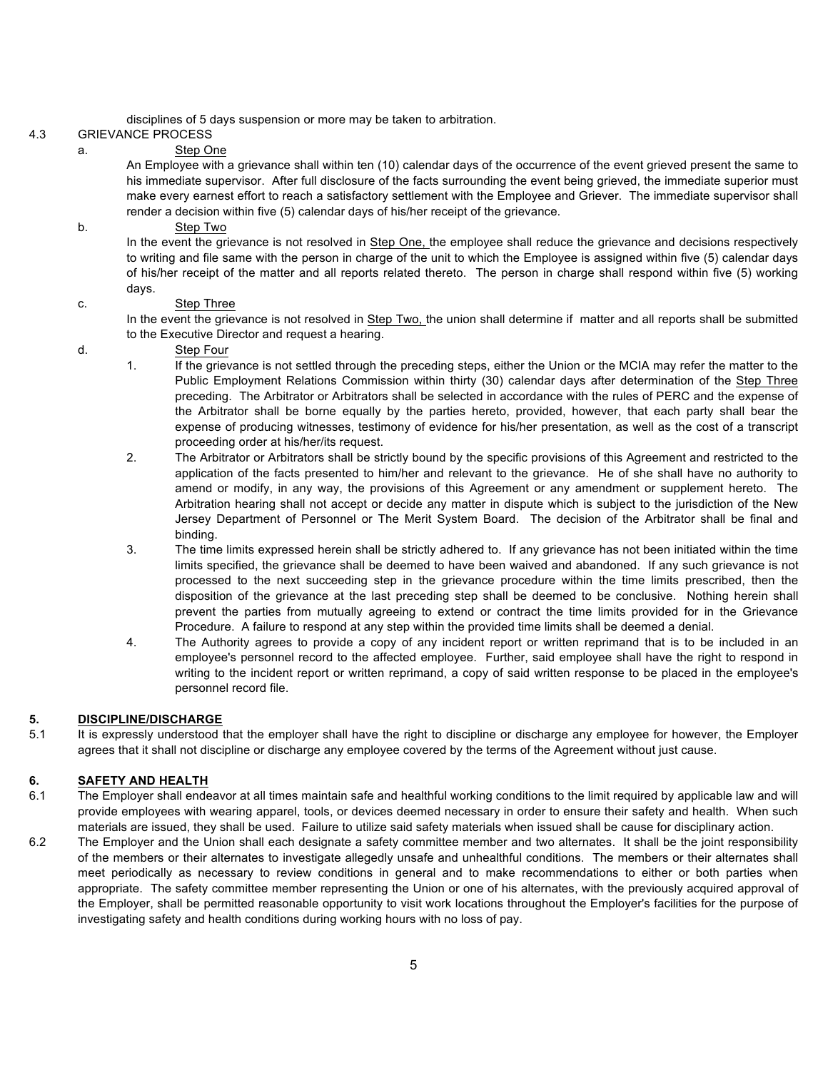disciplines of 5 days suspension or more may be taken to arbitration.

4.3 GRIEVANCE PROCESS

a. <u>Step One</u>

An Employee with a grievance shall within ten (10) calendar days of the occurrence of the event grieved present the same to his immediate supervisor. After full disclosure of the facts surrounding the event being grieved, the immediate superior must make every earnest effort to reach a satisfactory settlement with the Employee and Griever. The immediate supervisor shall render a decision within five (5) calendar days of his/her receipt of the grievance.

b. <u>Step Two</u>

In the event the grievance is not resolved in <u>Step One,</u> the employee shall reduce the grievance and decisions respectively to writing and file same with the person in charge of the unit to which the Employee is assigned within five (5) calendar days of his/her receipt of the matter and all reports related thereto. The person in charge shall respond within five (5) working days.

c. <u>Step Three</u>

In the event the grievance is not resolved in <u>Step Two,</u> the union shall determine if matter and all reports shall be submitted to the Executive Director and request a hearing.

d. <u>Step Four</u>

1. If the grievance is not settled through the preceding steps, either the Union or the MCIA may refer the matter to the Public Employment Relations Commission within thirty (30) calendar days after determination of the <u>Step Three</u> preceding. The Arbitrator or Arbitrators shall be selected in accordance with the rules of PERC and the expense of the Arbitrator shall be borne equally by the parties hereto, provided, however, that each party shall bear the expense of producing witnesses, testimony of evidence for his/her presentation, as well as the cost of a transcript proceeding order at his/her/its request.
2. The Arbitrator or Arbitrators shall be strictly bound by the specific provisions of this Agreement and restricted to the application of the facts presented to him/her and relevant to the grievance. He of she shall have no authority to amend or modify, in any way, the provisions of this Agreement or any amendment or supplement hereto. The Arbitration hearing shall not accept or decide any matter in dispute which is subject to the jurisdiction of the New Jersey Department of Personnel or The Merit System Board. The decision of the Arbitrator shall be final and binding.
3. The time limits expressed herein shall be strictly adhered to. If any grievance has not been initiated within the time limits specified, the grievance shall be deemed to have been waived and abandoned. If any such grievance is not processed to the next succeeding step in the grievance procedure within the time limits prescribed, then the disposition of the grievance at the last preceding step shall be deemed to be conclusive. Nothing herein shall prevent the parties from mutually agreeing to extend or contract the time limits provided for in the Grievance Procedure. A failure to respond at any step within the provided time limits shall be deemed a denial.
4. The Authority agrees to provide a copy of any incident report or written reprimand that is to be included in an employee's personnel record to the affected employee. Further, said employee shall have the right to respond in writing to the incident report or written reprimand, a copy of said written response to be placed in the employee's personnel record file.

## 5. <u>DISCIPLINE/DISCHARGE</u>

5.1 It is expressly understood that the employer shall have the right to discipline or discharge any employee for however, the Employer agrees that it shall not discipline or discharge any employee covered by the terms of the Agreement without just cause.

## 6. <u>SAFETY AND HEALTH</u>

6.1 The Employer shall endeavor at all times maintain safe and healthful working conditions to the limit required by applicable law and will provide employees with wearing apparel, tools, or devices deemed necessary in order to ensure their safety and health. When such materials are issued, they shall be used. Failure to utilize said safety materials when issued shall be cause for disciplinary action.

6.2 The Employer and the Union shall each designate a safety committee member and two alternates. It shall be the joint responsibility of the members or their alternates to investigate allegedly unsafe and unhealthful conditions. The members or their alternates shall meet periodically as necessary to review conditions in general and to make recommendations to either or both parties when appropriate. The safety committee member representing the Union or one of his alternates, with the previously acquired approval of the Employer, shall be permitted reasonable opportunity to visit work locations throughout the Employer's facilities for the purpose of investigating safety and health conditions during working hours with no loss of pay.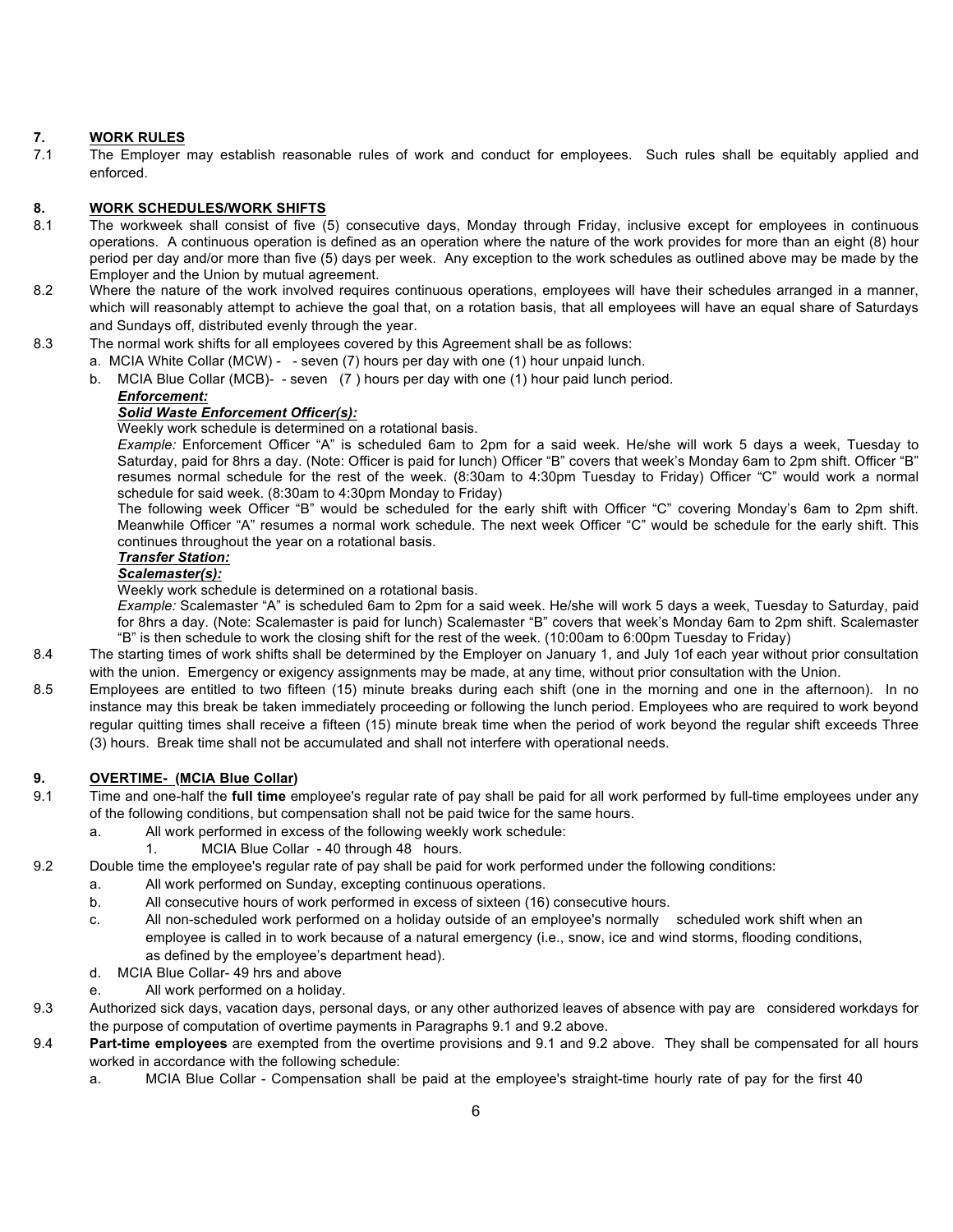## 7. WORK RULES

7.1 The Employer may establish reasonable rules of work and conduct for employees. Such rules shall be equitably applied and enforced.

## 8. WORK SCHEDULES/WORK SHIFTS

8.1 The workweek shall consist of five (5) consecutive days, Monday through Friday, inclusive except for employees in continuous operations. A continuous operation is defined as an operation where the nature of the work provides for more than an eight (8) hour period per day and/or more than five (5) days per week. Any exception to the work schedules as outlined above may be made by the Employer and the Union by mutual agreement.

8.2 Where the nature of the work involved requires continuous operations, employees will have their schedules arranged in a manner, which will reasonably attempt to achieve the goal that, on a rotation basis, that all employees will have an equal share of Saturdays and Sundays off, distributed evenly through the year.

8.3 The normal work shifts for all employees covered by this Agreement shall be as follows:

a. MCIA White Collar (MCW) - - seven (7) hours per day with one (1) hour unpaid lunch.

b. MCIA Blue Collar (MCB)- - seven (7 ) hours per day with one (1) hour paid lunch period.

***Enforcement:***

***Solid Waste Enforcement Officer(s):***

Weekly work schedule is determined on a rotational basis.

*Example:* Enforcement Officer "A" is scheduled 6am to 2pm for a said week. He/she will work 5 days a week, Tuesday to Saturday, paid for 8hrs a day. (Note: Officer is paid for lunch) Officer "B" covers that week's Monday 6am to 2pm shift. Officer "B" resumes normal schedule for the rest of the week. (8:30am to 4:30pm Tuesday to Friday) Officer "C" would work a normal schedule for said week. (8:30am to 4:30pm Monday to Friday)

The following week Officer "B" would be scheduled for the early shift with Officer "C" covering Monday's 6am to 2pm shift. Meanwhile Officer "A" resumes a normal work schedule. The next week Officer "C" would be schedule for the early shift. This continues throughout the year on a rotational basis.

***Transfer Station:***

***Scalemaster(s):***

Weekly work schedule is determined on a rotational basis.

*Example:* Scalemaster "A" is scheduled 6am to 2pm for a said week. He/she will work 5 days a week, Tuesday to Saturday, paid for 8hrs a day. (Note: Scalemaster is paid for lunch) Scalemaster "B" covers that week's Monday 6am to 2pm shift. Scalemaster "B" is then schedule to work the closing shift for the rest of the week. (10:00am to 6:00pm Tuesday to Friday)

8.4 The starting times of work shifts shall be determined by the Employer on January 1, and July 1of each year without prior consultation with the union. Emergency or exigency assignments may be made, at any time, without prior consultation with the Union.

8.5 Employees are entitled to two fifteen (15) minute breaks during each shift (one in the morning and one in the afternoon). In no instance may this break be taken immediately proceeding or following the lunch period. Employees who are required to work beyond regular quitting times shall receive a fifteen (15) minute break time when the period of work beyond the regular shift exceeds Three (3) hours. Break time shall not be accumulated and shall not interfere with operational needs.

## 9. OVERTIME- (MCIA Blue Collar)

9.1 Time and one-half the **full time** employee's regular rate of pay shall be paid for all work performed by full-time employees under any of the following conditions, but compensation shall not be paid twice for the same hours.

a. All work performed in excess of the following weekly work schedule:

1. MCIA Blue Collar - 40 through 48 hours.

9.2 Double time the employee's regular rate of pay shall be paid for work performed under the following conditions:

a. All work performed on Sunday, excepting continuous operations.

b. All consecutive hours of work performed in excess of sixteen (16) consecutive hours.

c. All non-scheduled work performed on a holiday outside of an employee's normally scheduled work shift when an employee is called in to work because of a natural emergency (i.e., snow, ice and wind storms, flooding conditions, as defined by the employee's department head).

d. MCIA Blue Collar- 49 hrs and above

e. All work performed on a holiday.

9.3 Authorized sick days, vacation days, personal days, or any other authorized leaves of absence with pay are considered workdays for the purpose of computation of overtime payments in Paragraphs 9.1 and 9.2 above.

9.4 **Part-time employees** are exempted from the overtime provisions and 9.1 and 9.2 above. They shall be compensated for all hours worked in accordance with the following schedule:

a. MCIA Blue Collar - Compensation shall be paid at the employee's straight-time hourly rate of pay for the first 40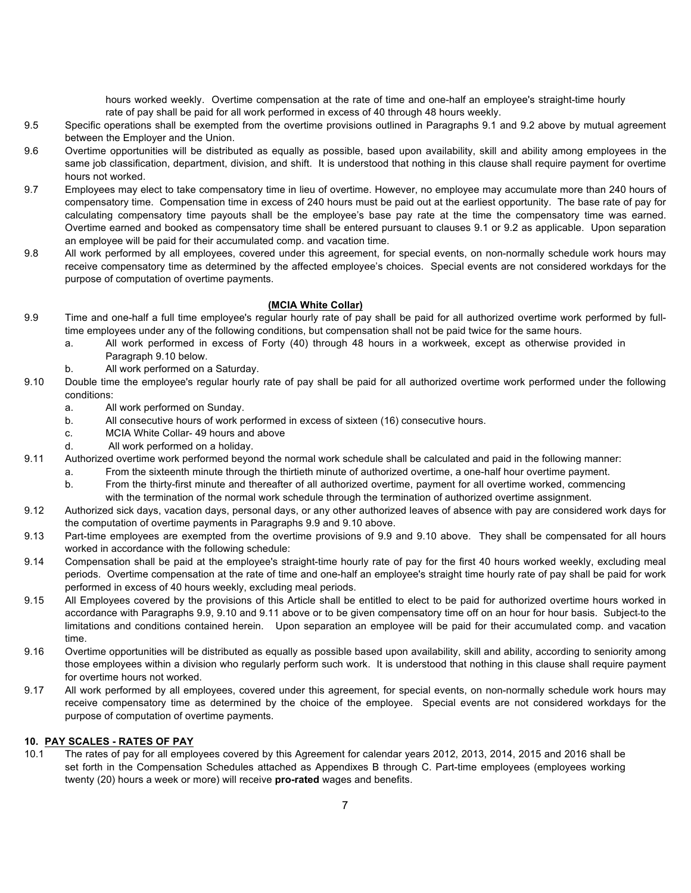hours worked weekly. Overtime compensation at the rate of time and one-half an employee's straight-time hourly rate of pay shall be paid for all work performed in excess of 40 through 48 hours weekly.

9.5 Specific operations shall be exempted from the overtime provisions outlined in Paragraphs 9.1 and 9.2 above by mutual agreement between the Employer and the Union.

9.6 Overtime opportunities will be distributed as equally as possible, based upon availability, skill and ability among employees in the same job classification, department, division, and shift. It is understood that nothing in this clause shall require payment for overtime hours not worked.

9.7 Employees may elect to take compensatory time in lieu of overtime. However, no employee may accumulate more than 240 hours of compensatory time. Compensation time in excess of 240 hours must be paid out at the earliest opportunity. The base rate of pay for calculating compensatory time payouts shall be the employee's base pay rate at the time the compensatory time was earned. Overtime earned and booked as compensatory time shall be entered pursuant to clauses 9.1 or 9.2 as applicable. Upon separation an employee will be paid for their accumulated comp. and vacation time.

9.8 All work performed by all employees, covered under this agreement, for special events, on non-normally schedule work hours may receive compensatory time as determined by the affected employee's choices. Special events are not considered workdays for the purpose of computation of overtime payments.

**(MCIA White Collar)**

9.9 Time and one-half a full time employee's regular hourly rate of pay shall be paid for all authorized overtime work performed by full-time employees under any of the following conditions, but compensation shall not be paid twice for the same hours.

- a. All work performed in excess of Forty (40) through 48 hours in a workweek, except as otherwise provided in Paragraph 9.10 below.
- b. All work performed on a Saturday.

9.10 Double time the employee's regular hourly rate of pay shall be paid for all authorized overtime work performed under the following conditions:

- a. All work performed on Sunday.
- b. All consecutive hours of work performed in excess of sixteen (16) consecutive hours.
- c. MCIA White Collar- 49 hours and above
- d. All work performed on a holiday.

9.11 Authorized overtime work performed beyond the normal work schedule shall be calculated and paid in the following manner:

- a. From the sixteenth minute through the thirtieth minute of authorized overtime, a one-half hour overtime payment.
- b. From the thirty-first minute and thereafter of all authorized overtime, payment for all overtime worked, commencing with the termination of the normal work schedule through the termination of authorized overtime assignment.

9.12 Authorized sick days, vacation days, personal days, or any other authorized leaves of absence with pay are considered work days for the computation of overtime payments in Paragraphs 9.9 and 9.10 above.

9.13 Part-time employees are exempted from the overtime provisions of 9.9 and 9.10 above. They shall be compensated for all hours worked in accordance with the following schedule:

9.14 Compensation shall be paid at the employee's straight-time hourly rate of pay for the first 40 hours worked weekly, excluding meal periods. Overtime compensation at the rate of time and one-half an employee's straight time hourly rate of pay shall be paid for work performed in excess of 40 hours weekly, excluding meal periods.

9.15 All Employees covered by the provisions of this Article shall be entitled to elect to be paid for authorized overtime hours worked in accordance with Paragraphs 9.9, 9.10 and 9.11 above or to be given compensatory time off on an hour for hour basis. Subject to the limitations and conditions contained herein. Upon separation an employee will be paid for their accumulated comp. and vacation time.

9.16 Overtime opportunities will be distributed as equally as possible based upon availability, skill and ability, according to seniority among those employees within a division who regularly perform such work. It is understood that nothing in this clause shall require payment for overtime hours not worked.

9.17 All work performed by all employees, covered under this agreement, for special events, on non-normally schedule work hours may receive compensatory time as determined by the choice of the employee. Special events are not considered workdays for the purpose of computation of overtime payments.

## 10. PAY SCALES - RATES OF PAY

10.1 The rates of pay for all employees covered by this Agreement for calendar years 2012, 2013, 2014, 2015 and 2016 shall be set forth in the Compensation Schedules attached as Appendixes B through C. Part-time employees (employees working twenty (20) hours a week or more) will receive **pro-rated** wages and benefits.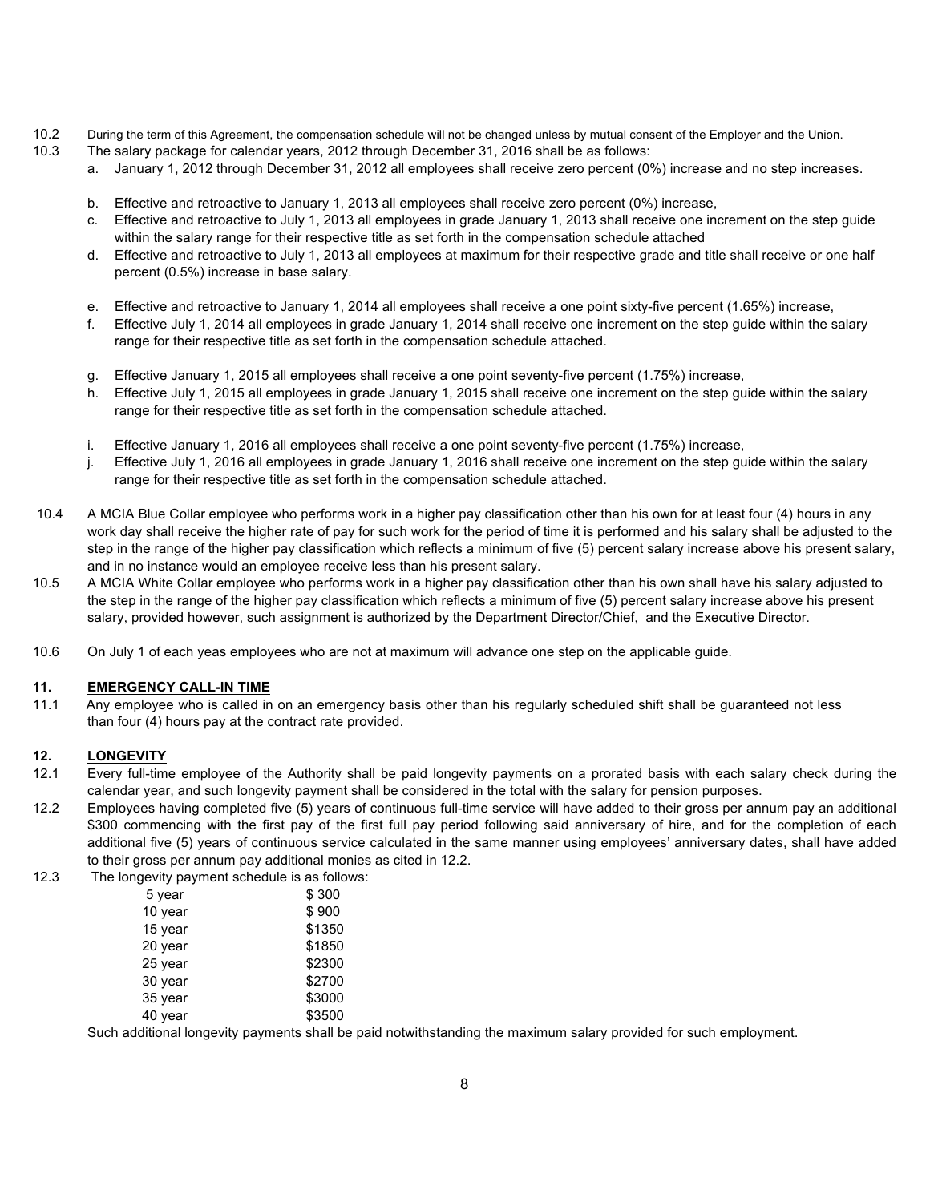10.2 During the term of this Agreement, the compensation schedule will not be changed unless by mutual consent of the Employer and the Union.

10.3 The salary package for calendar years, 2012 through December 31, 2016 shall be as follows:

a. January 1, 2012 through December 31, 2012 all employees shall receive zero percent (0%) increase and no step increases.

b. Effective and retroactive to January 1, 2013 all employees shall receive zero percent (0%) increase,

c. Effective and retroactive to July 1, 2013 all employees in grade January 1, 2013 shall receive one increment on the step guide within the salary range for their respective title as set forth in the compensation schedule attached

d. Effective and retroactive to July 1, 2013 all employees at maximum for their respective grade and title shall receive or one half percent (0.5%) increase in base salary.

e. Effective and retroactive to January 1, 2014 all employees shall receive a one point sixty-five percent (1.65%) increase,

f. Effective July 1, 2014 all employees in grade January 1, 2014 shall receive one increment on the step guide within the salary range for their respective title as set forth in the compensation schedule attached.

g. Effective January 1, 2015 all employees shall receive a one point seventy-five percent (1.75%) increase,

h. Effective July 1, 2015 all employees in grade January 1, 2015 shall receive one increment on the step guide within the salary range for their respective title as set forth in the compensation schedule attached.

i. Effective January 1, 2016 all employees shall receive a one point seventy-five percent (1.75%) increase,

j. Effective July 1, 2016 all employees in grade January 1, 2016 shall receive one increment on the step guide within the salary range for their respective title as set forth in the compensation schedule attached.

10.4 A MCIA Blue Collar employee who performs work in a higher pay classification other than his own for at least four (4) hours in any work day shall receive the higher rate of pay for such work for the period of time it is performed and his salary shall be adjusted to the step in the range of the higher pay classification which reflects a minimum of five (5) percent salary increase above his present salary, and in no instance would an employee receive less than his present salary.

10.5 A MCIA White Collar employee who performs work in a higher pay classification other than his own shall have his salary adjusted to the step in the range of the higher pay classification which reflects a minimum of five (5) percent salary increase above his present salary, provided however, such assignment is authorized by the Department Director/Chief, and the Executive Director.

10.6 On July 1 of each yeas employees who are not at maximum will advance one step on the applicable guide.

## 11. EMERGENCY CALL-IN TIME

11.1 Any employee who is called in on an emergency basis other than his regularly scheduled shift shall be guaranteed not less than four (4) hours pay at the contract rate provided.

## 12. LONGEVITY

12.1 Every full-time employee of the Authority shall be paid longevity payments on a prorated basis with each salary check during the calendar year, and such longevity payment shall be considered in the total with the salary for pension purposes.

12.2 Employees having completed five (5) years of continuous full-time service will have added to their gross per annum pay an additional $300 commencing with the first pay of the first full pay period following said anniversary of hire, and for the completion of each additional five (5) years of continuous service calculated in the same manner using employees' anniversary dates, shall have added to their gross per annum pay additional monies as cited in 12.2.

12.3 The longevity payment schedule is as follows:

| | |
|---|---|
| 5 year | $ 300 |
| 10 year | $ 900 |
| 15 year | $1350 |
| 20 year | $1850 |
| 25 year | $2300 |
| 30 year | $2700 |
| 35 year | $3000 |
| 40 year | $3500 |

Such additional longevity payments shall be paid notwithstanding the maximum salary provided for such employment.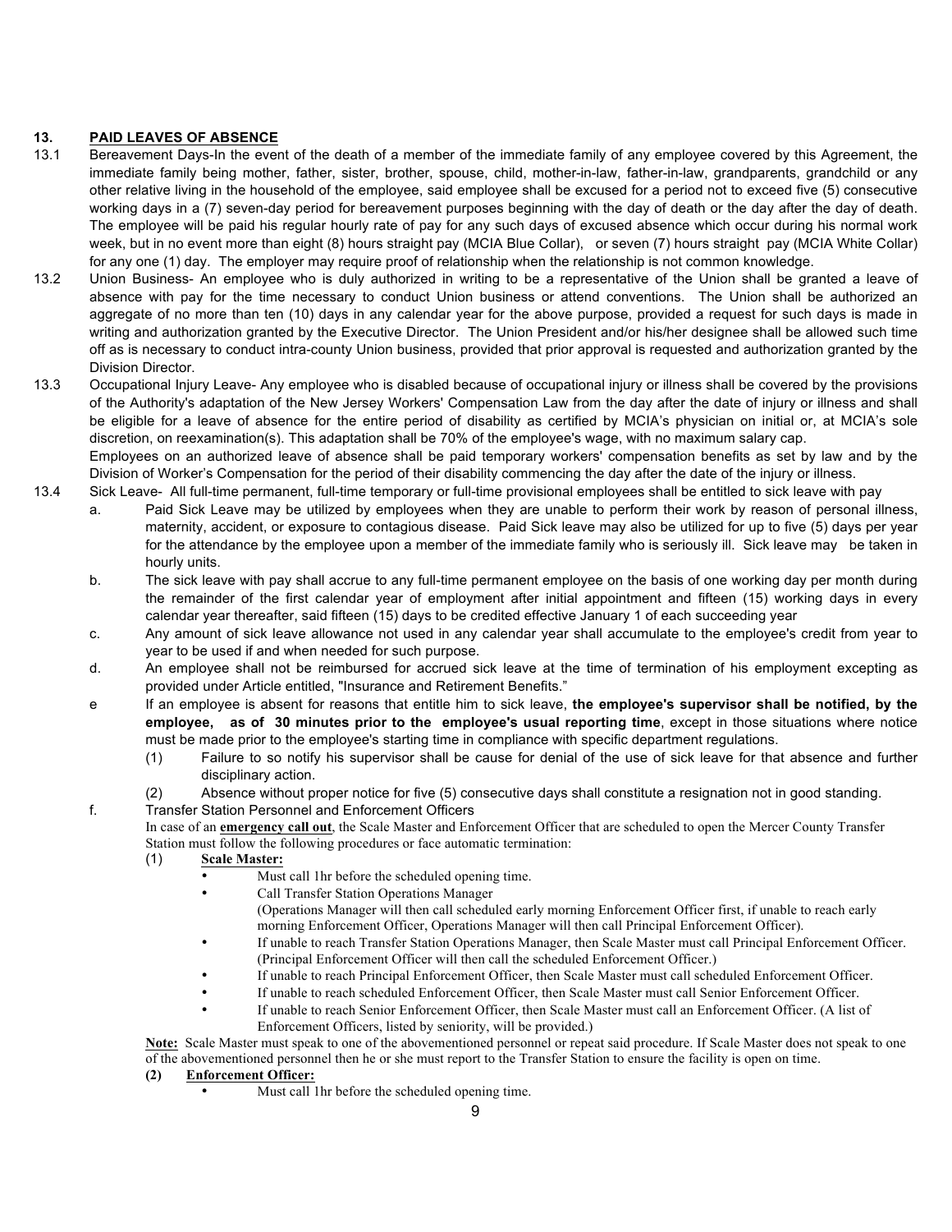## 13. PAID LEAVES OF ABSENCE

13.1 Bereavement Days-In the event of the death of a member of the immediate family of any employee covered by this Agreement, the immediate family being mother, father, sister, brother, spouse, child, mother-in-law, father-in-law, grandparents, grandchild or any other relative living in the household of the employee, said employee shall be excused for a period not to exceed five (5) consecutive working days in a (7) seven-day period for bereavement purposes beginning with the day of death or the day after the day of death. The employee will be paid his regular hourly rate of pay for any such days of excused absence which occur during his normal work week, but in no event more than eight (8) hours straight pay (MCIA Blue Collar), or seven (7) hours straight pay (MCIA White Collar) for any one (1) day. The employer may require proof of relationship when the relationship is not common knowledge.

13.2 Union Business- An employee who is duly authorized in writing to be a representative of the Union shall be granted a leave of absence with pay for the time necessary to conduct Union business or attend conventions. The Union shall be authorized an aggregate of no more than ten (10) days in any calendar year for the above purpose, provided a request for such days is made in writing and authorization granted by the Executive Director. The Union President and/or his/her designee shall be allowed such time off as is necessary to conduct intra-county Union business, provided that prior approval is requested and authorization granted by the Division Director.

13.3 Occupational Injury Leave- Any employee who is disabled because of occupational injury or illness shall be covered by the provisions of the Authority's adaptation of the New Jersey Workers' Compensation Law from the day after the date of injury or illness and shall be eligible for a leave of absence for the entire period of disability as certified by MCIA's physician on initial or, at MCIA's sole discretion, on reexamination(s). This adaptation shall be 70% of the employee's wage, with no maximum salary cap.

Employees on an authorized leave of absence shall be paid temporary workers' compensation benefits as set by law and by the Division of Worker's Compensation for the period of their disability commencing the day after the date of the injury or illness.

13.4 Sick Leave- All full-time permanent, full-time temporary or full-time provisional employees shall be entitled to sick leave with pay

a. Paid Sick Leave may be utilized by employees when they are unable to perform their work by reason of personal illness, maternity, accident, or exposure to contagious disease. Paid Sick leave may also be utilized for up to five (5) days per year for the attendance by the employee upon a member of the immediate family who is seriously ill. Sick leave may be taken in hourly units.

b. The sick leave with pay shall accrue to any full-time permanent employee on the basis of one working day per month during the remainder of the first calendar year of employment after initial appointment and fifteen (15) working days in every calendar year thereafter, said fifteen (15) days to be credited effective January 1 of each succeeding year

c. Any amount of sick leave allowance not used in any calendar year shall accumulate to the employee's credit from year to year to be used if and when needed for such purpose.

d. An employee shall not be reimbursed for accrued sick leave at the time of termination of his employment excepting as provided under Article entitled, "Insurance and Retirement Benefits."

e If an employee is absent for reasons that entitle him to sick leave, **the employee's supervisor shall be notified, by the employee, as of 30 minutes prior to the employee's usual reporting time**, except in those situations where notice must be made prior to the employee's starting time in compliance with specific department regulations.

(1) Failure to so notify his supervisor shall be cause for denial of the use of sick leave for that absence and further disciplinary action.

(2) Absence without proper notice for five (5) consecutive days shall constitute a resignation not in good standing.

f. Transfer Station Personnel and Enforcement Officers

In case of an **emergency call out**, the Scale Master and Enforcement Officer that are scheduled to open the Mercer County Transfer Station must follow the following procedures or face automatic termination:

(1) **Scale Master:**

- Must call 1hr before the scheduled opening time.
- Call Transfer Station Operations Manager
  (Operations Manager will then call scheduled early morning Enforcement Officer first, if unable to reach early morning Enforcement Officer, Operations Manager will then call Principal Enforcement Officer).
- If unable to reach Transfer Station Operations Manager, then Scale Master must call Principal Enforcement Officer. (Principal Enforcement Officer will then call the scheduled Enforcement Officer.)
- If unable to reach Principal Enforcement Officer, then Scale Master must call scheduled Enforcement Officer.
- If unable to reach scheduled Enforcement Officer, then Scale Master must call Senior Enforcement Officer.
- If unable to reach Senior Enforcement Officer, then Scale Master must call an Enforcement Officer. (A list of Enforcement Officers, listed by seniority, will be provided.)

**Note:** Scale Master must speak to one of the abovementioned personnel or repeat said procedure. If Scale Master does not speak to one of the abovementioned personnel then he or she must report to the Transfer Station to ensure the facility is open on time.

**(2) Enforcement Officer:**

- Must call 1hr before the scheduled opening time.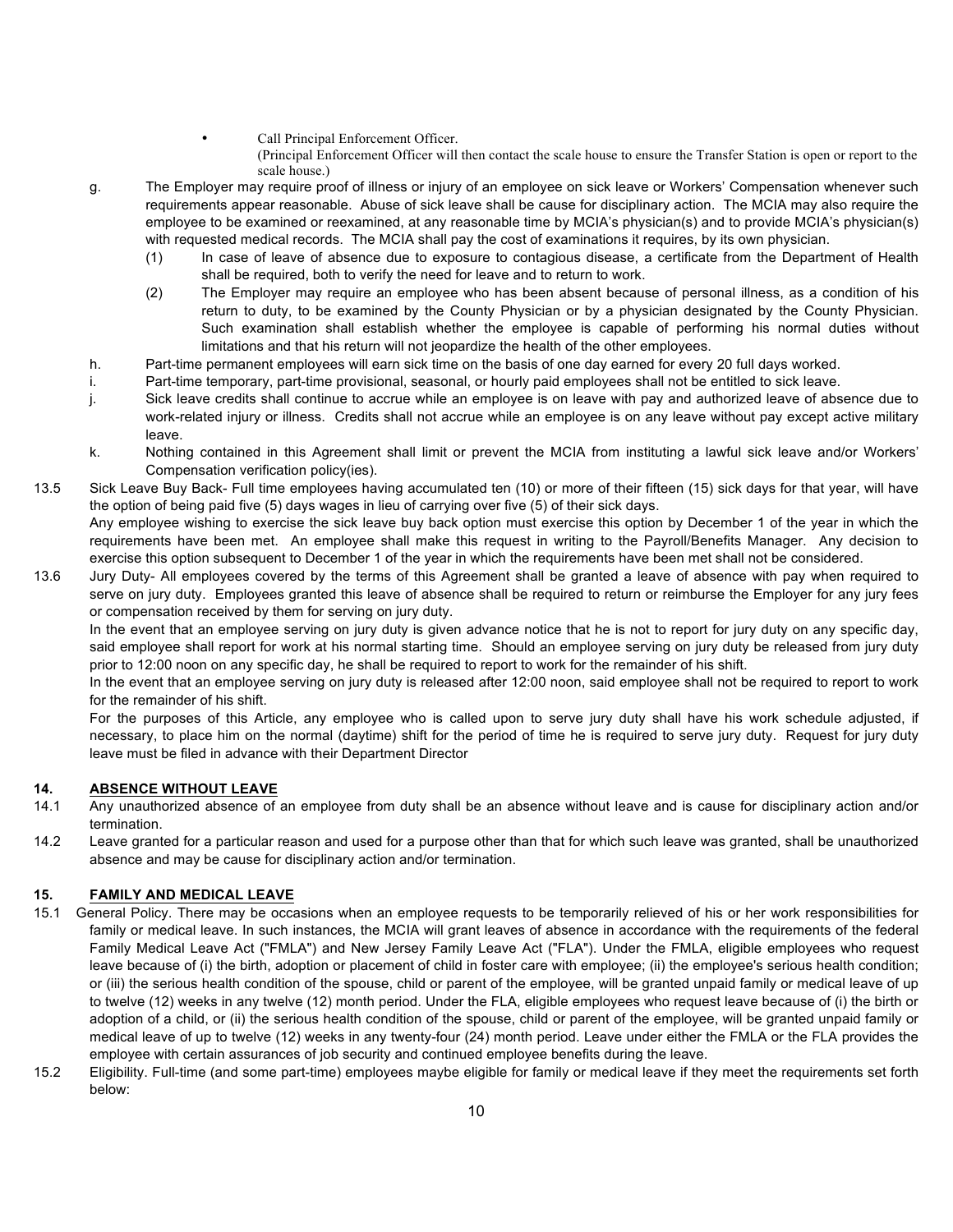- Call Principal Enforcement Officer.
  (Principal Enforcement Officer will then contact the scale house to ensure the Transfer Station is open or report to the scale house.)

g. The Employer may require proof of illness or injury of an employee on sick leave or Workers' Compensation whenever such requirements appear reasonable. Abuse of sick leave shall be cause for disciplinary action. The MCIA may also require the employee to be examined or reexamined, at any reasonable time by MCIA's physician(s) and to provide MCIA's physician(s) with requested medical records. The MCIA shall pay the cost of examinations it requires, by its own physician.

   (1) In case of leave of absence due to exposure to contagious disease, a certificate from the Department of Health shall be required, both to verify the need for leave and to return to work.

   (2) The Employer may require an employee who has been absent because of personal illness, as a condition of his return to duty, to be examined by the County Physician or by a physician designated by the County Physician. Such examination shall establish whether the employee is capable of performing his normal duties without limitations and that his return will not jeopardize the health of the other employees.

h. Part-time permanent employees will earn sick time on the basis of one day earned for every 20 full days worked.

i. Part-time temporary, part-time provisional, seasonal, or hourly paid employees shall not be entitled to sick leave.

j. Sick leave credits shall continue to accrue while an employee is on leave with pay and authorized leave of absence due to work-related injury or illness. Credits shall not accrue while an employee is on any leave without pay except active military leave.

k. Nothing contained in this Agreement shall limit or prevent the MCIA from instituting a lawful sick leave and/or Workers' Compensation verification policy(ies).

13.5 Sick Leave Buy Back- Full time employees having accumulated ten (10) or more of their fifteen (15) sick days for that year, will have the option of being paid five (5) days wages in lieu of carrying over five (5) of their sick days.

Any employee wishing to exercise the sick leave buy back option must exercise this option by December 1 of the year in which the requirements have been met. An employee shall make this request in writing to the Payroll/Benefits Manager. Any decision to exercise this option subsequent to December 1 of the year in which the requirements have been met shall not be considered.

13.6 Jury Duty- All employees covered by the terms of this Agreement shall be granted a leave of absence with pay when required to serve on jury duty. Employees granted this leave of absence shall be required to return or reimburse the Employer for any jury fees or compensation received by them for serving on jury duty.

In the event that an employee serving on jury duty is given advance notice that he is not to report for jury duty on any specific day, said employee shall report for work at his normal starting time. Should an employee serving on jury duty be released from jury duty prior to 12:00 noon on any specific day, he shall be required to report to work for the remainder of his shift.

In the event that an employee serving on jury duty is released after 12:00 noon, said employee shall not be required to report to work for the remainder of his shift.

For the purposes of this Article, any employee who is called upon to serve jury duty shall have his work schedule adjusted, if necessary, to place him on the normal (daytime) shift for the period of time he is required to serve jury duty. Request for jury duty leave must be filed in advance with their Department Director

## 14. ABSENCE WITHOUT LEAVE

14.1 Any unauthorized absence of an employee from duty shall be an absence without leave and is cause for disciplinary action and/or termination.

14.2 Leave granted for a particular reason and used for a purpose other than that for which such leave was granted, shall be unauthorized absence and may be cause for disciplinary action and/or termination.

## 15. FAMILY AND MEDICAL LEAVE

15.1 General Policy. There may be occasions when an employee requests to be temporarily relieved of his or her work responsibilities for family or medical leave. In such instances, the MCIA will grant leaves of absence in accordance with the requirements of the federal Family Medical Leave Act ("FMLA") and New Jersey Family Leave Act ("FLA"). Under the FMLA, eligible employees who request leave because of (i) the birth, adoption or placement of child in foster care with employee; (ii) the employee's serious health condition; or (iii) the serious health condition of the spouse, child or parent of the employee, will be granted unpaid family or medical leave of up to twelve (12) weeks in any twelve (12) month period. Under the FLA, eligible employees who request leave because of (i) the birth or adoption of a child, or (ii) the serious health condition of the spouse, child or parent of the employee, will be granted unpaid family or medical leave of up to twelve (12) weeks in any twenty-four (24) month period. Leave under either the FMLA or the FLA provides the employee with certain assurances of job security and continued employee benefits during the leave.

15.2 Eligibility. Full-time (and some part-time) employees maybe eligible for family or medical leave if they meet the requirements set forth below: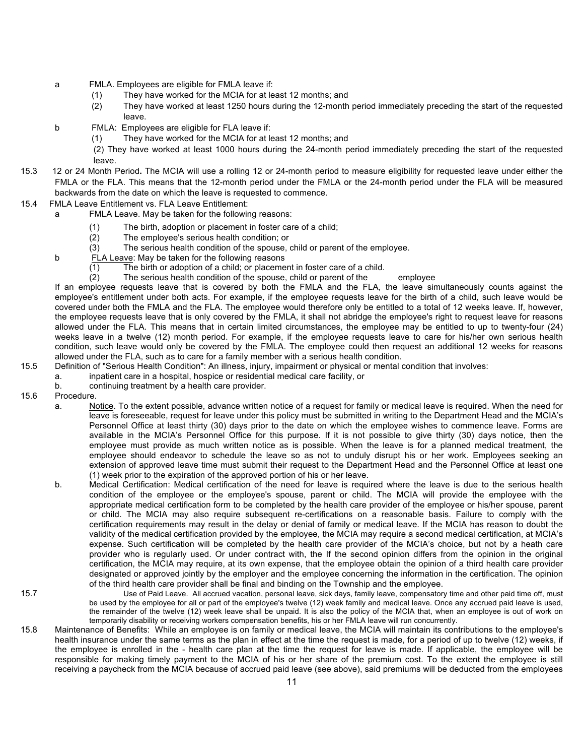a FMLA. Employees are eligible for FMLA leave if:

(1) They have worked for the MCIA for at least 12 months; and

(2) They have worked at least 1250 hours during the 12-month period immediately preceding the start of the requested leave.

b FMLA: Employees are eligible for FLA leave if:

(1) They have worked for the MCIA for at least 12 months; and

(2) They have worked at least 1000 hours during the 24-month period immediately preceding the start of the requested leave.

15.3 12 or 24 Month Period**.** The MCIA will use a rolling 12 or 24-month period to measure eligibility for requested leave under either the FMLA or the FLA. This means that the 12-month period under the FMLA or the 24-month period under the FLA will be measured backwards from the date on which the leave is requested to commence.

15.4 FMLA Leave Entitlement vs. FLA Leave Entitlement:

a FMLA Leave. May be taken for the following reasons:

(1) The birth, adoption or placement in foster care of a child;

(2) The employee's serious health condition; or

(3) The serious health condition of the spouse, child or parent of the employee.

b FLA Leave: May be taken for the following reasons

(1) The birth or adoption of a child; or placement in foster care of a child.

(2) The serious health condition of the spouse, child or parent of the employee

If an employee requests leave that is covered by both the FMLA and the FLA, the leave simultaneously counts against the employee's entitlement under both acts. For example, if the employee requests leave for the birth of a child, such leave would be covered under both the FMLA and the FLA. The employee would therefore only be entitled to a total of 12 weeks leave. If, however, the employee requests leave that is only covered by the FMLA, it shall not abridge the employee's right to request leave for reasons allowed under the FLA. This means that in certain limited circumstances, the employee may be entitled to up to twenty-four (24) weeks leave in a twelve (12) month period. For example, if the employee requests leave to care for his/her own serious health condition, such leave would only be covered by the FMLA. The employee could then request an additional 12 weeks for reasons allowed under the FLA, such as to care for a family member with a serious health condition.

15.5 Definition of "Serious Health Condition": An illness, injury, impairment or physical or mental condition that involves:

a. inpatient care in a hospital, hospice or residential medical care facility, or

b. continuing treatment by a health care provider.

15.6 Procedure.

a. Notice. To the extent possible, advance written notice of a request for family or medical leave is required. When the need for leave is foreseeable, request for leave under this policy must be submitted in writing to the Department Head and the MCIA's Personnel Office at least thirty (30) days prior to the date on which the employee wishes to commence leave. Forms are available in the MCIA's Personnel Office for this purpose. If it is not possible to give thirty (30) days notice, then the employee must provide as much written notice as is possible. When the leave is for a planned medical treatment, the employee should endeavor to schedule the leave so as not to unduly disrupt his or her work. Employees seeking an extension of approved leave time must submit their request to the Department Head and the Personnel Office at least one (1) week prior to the expiration of the approved portion of his or her leave.

b. Medical Certification: Medical certification of the need for leave is required where the leave is due to the serious health condition of the employee or the employee's spouse, parent or child. The MCIA will provide the employee with the appropriate medical certification form to be completed by the health care provider of the employee or his/her spouse, parent or child. The MCIA may also require subsequent re-certifications on a reasonable basis. Failure to comply with the certification requirements may result in the delay or denial of family or medical leave. If the MCIA has reason to doubt the validity of the medical certification provided by the employee, the MCIA may require a second medical certification, at MCIA's expense. Such certification will be completed by the health care provider of the MCIA's choice, but not by a heath care provider who is regularly used. Or under contract with, the If the second opinion differs from the opinion in the original certification, the MCIA may require, at its own expense, that the employee obtain the opinion of a third health care provider designated or approved jointly by the employer and the employee concerning the information in the certification. The opinion of the third health care provider shall be final and binding on the Township and the employee.

15.7 Use of Paid Leave. All accrued vacation, personal leave, sick days, family leave, compensatory time and other paid time off, must be used by the employee for all or part of the employee's twelve (12) week family and medical leave. Once any accrued paid leave is used, the remainder of the twelve (12) week leave shall be unpaid. It is also the policy of the MCIA that, when an employee is out of work on temporarily disability or receiving workers compensation benefits, his or her FMLA leave will run concurrently.

15.8 Maintenance of Benefits: While an employee is on family or medical leave, the MCIA will maintain its contributions to the employee's health insurance under the same terms as the plan in effect at the time the request is made, for a period of up to twelve (12) weeks, if the employee is enrolled in the - health care plan at the time the request for leave is made. If applicable, the employee will be responsible for making timely payment to the MCIA of his or her share of the premium cost. To the extent the employee is still receiving a paycheck from the MCIA because of accrued paid leave (see above), said premiums will be deducted from the employees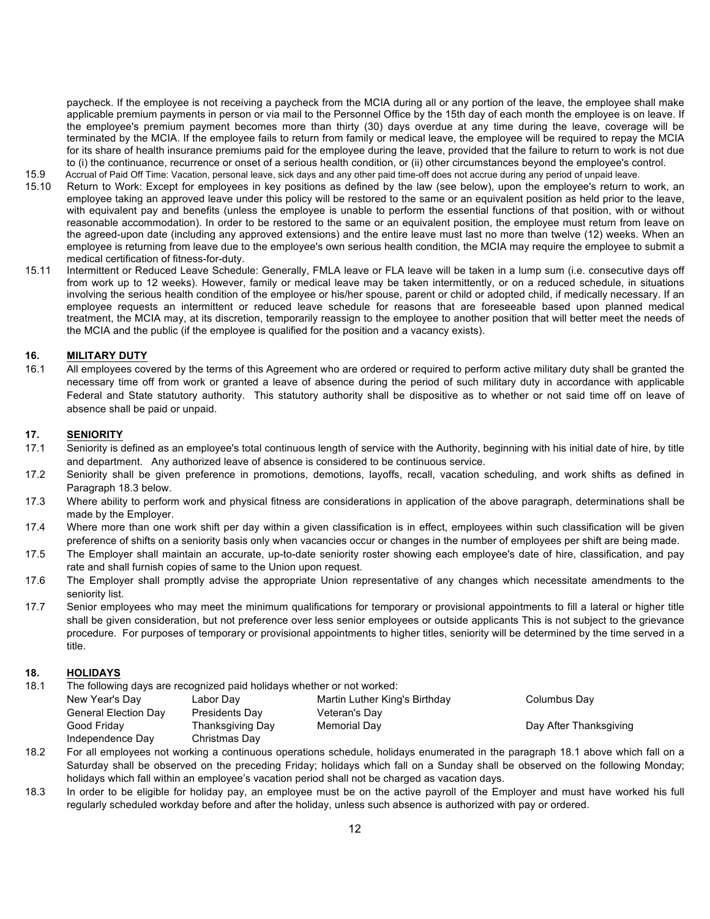paycheck. If the employee is not receiving a paycheck from the MCIA during all or any portion of the leave, the employee shall make applicable premium payments in person or via mail to the Personnel Office by the 15th day of each month the employee is on leave. If the employee's premium payment becomes more than thirty (30) days overdue at any time during the leave, coverage will be terminated by the MCIA. If the employee fails to return from family or medical leave, the employee will be required to repay the MCIA for its share of health insurance premiums paid for the employee during the leave, provided that the failure to return to work is not due to (i) the continuance, recurrence or onset of a serious health condition, or (ii) other circumstances beyond the employee's control.

15.9 Accrual of Paid Off Time: Vacation, personal leave, sick days and any other paid time-off does not accrue during any period of unpaid leave.

15.10 Return to Work: Except for employees in key positions as defined by the law (see below), upon the employee's return to work, an employee taking an approved leave under this policy will be restored to the same or an equivalent position as held prior to the leave, with equivalent pay and benefits (unless the employee is unable to perform the essential functions of that position, with or without reasonable accommodation). In order to be restored to the same or an equivalent position, the employee must return from leave on the agreed-upon date (including any approved extensions) and the entire leave must last no more than twelve (12) weeks. When an employee is returning from leave due to the employee's own serious health condition, the MCIA may require the employee to submit a medical certification of fitness-for-duty.

15.11 Intermittent or Reduced Leave Schedule: Generally, FMLA leave or FLA leave will be taken in a lump sum (i.e. consecutive days off from work up to 12 weeks). However, family or medical leave may be taken intermittently, or on a reduced schedule, in situations involving the serious health condition of the employee or his/her spouse, parent or child or adopted child, if medically necessary. If an employee requests an intermittent or reduced leave schedule for reasons that are foreseeable based upon planned medical treatment, the MCIA may, at its discretion, temporarily reassign to the employee to another position that will better meet the needs of the MCIA and the public (if the employee is qualified for the position and a vacancy exists).

## 16. MILITARY DUTY

16.1 All employees covered by the terms of this Agreement who are ordered or required to perform active military duty shall be granted the necessary time off from work or granted a leave of absence during the period of such military duty in accordance with applicable Federal and State statutory authority. This statutory authority shall be dispositive as to whether or not said time off on leave of absence shall be paid or unpaid.

## 17. SENIORITY

17.1 Seniority is defined as an employee's total continuous length of service with the Authority, beginning with his initial date of hire, by title and department. Any authorized leave of absence is considered to be continuous service.

17.2 Seniority shall be given preference in promotions, demotions, layoffs, recall, vacation scheduling, and work shifts as defined in Paragraph 18.3 below.

17.3 Where ability to perform work and physical fitness are considerations in application of the above paragraph, determinations shall be made by the Employer.

17.4 Where more than one work shift per day within a given classification is in effect, employees within such classification will be given preference of shifts on a seniority basis only when vacancies occur or changes in the number of employees per shift are being made.

17.5 The Employer shall maintain an accurate, up-to-date seniority roster showing each employee's date of hire, classification, and pay rate and shall furnish copies of same to the Union upon request.

17.6 The Employer shall promptly advise the appropriate Union representative of any changes which necessitate amendments to the seniority list.

17.7 Senior employees who may meet the minimum qualifications for temporary or provisional appointments to fill a lateral or higher title shall be given consideration, but not preference over less senior employees or outside applicants This is not subject to the grievance procedure. For purposes of temporary or provisional appointments to higher titles, seniority will be determined by the time served in a title.

## 18. HOLIDAYS

18.1 The following days are recognized paid holidays whether or not worked:

| | | | |
|---|---|---|---|
| New Year's Day | Labor Day | Martin Luther King's Birthday | Columbus Day |
| General Election Day | Presidents Day | Veteran's Day | |
| Good Friday | Thanksgiving Day | Memorial Day | Day After Thanksgiving |
| Independence Day | Christmas Day | | |

18.2 For all employees not working a continuous operations schedule, holidays enumerated in the paragraph 18.1 above which fall on a Saturday shall be observed on the preceding Friday; holidays which fall on a Sunday shall be observed on the following Monday; holidays which fall within an employee's vacation period shall not be charged as vacation days.

18.3 In order to be eligible for holiday pay, an employee must be on the active payroll of the Employer and must have worked his full regularly scheduled workday before and after the holiday, unless such absence is authorized with pay or ordered.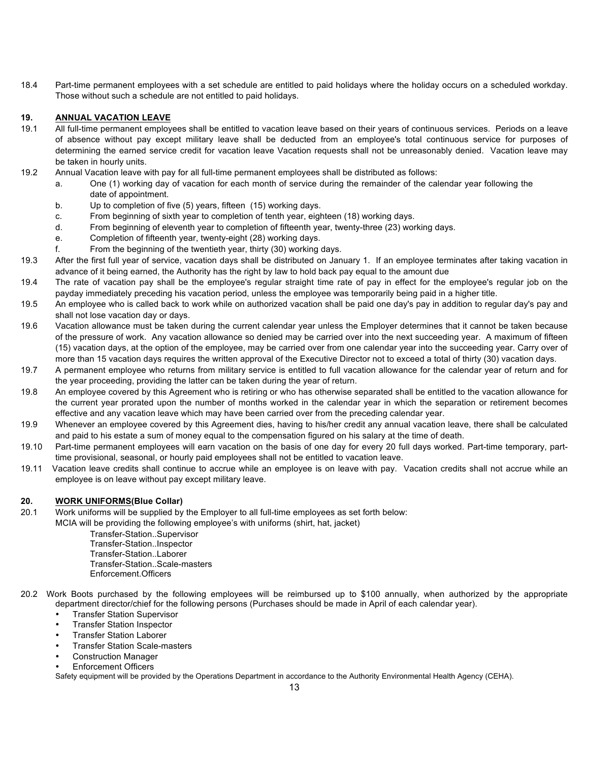18.4 Part-time permanent employees with a set schedule are entitled to paid holidays where the holiday occurs on a scheduled workday. Those without such a schedule are not entitled to paid holidays.

## 19. ANNUAL VACATION LEAVE

19.1 All full-time permanent employees shall be entitled to vacation leave based on their years of continuous services. Periods on a leave of absence without pay except military leave shall be deducted from an employee's total continuous service for purposes of determining the earned service credit for vacation leave Vacation requests shall not be unreasonably denied. Vacation leave may be taken in hourly units.

19.2 Annual Vacation leave with pay for all full-time permanent employees shall be distributed as follows:

- a. One (1) working day of vacation for each month of service during the remainder of the calendar year following the date of appointment.
- b. Up to completion of five (5) years, fifteen (15) working days.
- c. From beginning of sixth year to completion of tenth year, eighteen (18) working days.
- d. From beginning of eleventh year to completion of fifteenth year, twenty-three (23) working days.
- e. Completion of fifteenth year, twenty-eight (28) working days.
- f. From the beginning of the twentieth year, thirty (30) working days.

19.3 After the first full year of service, vacation days shall be distributed on January 1. If an employee terminates after taking vacation in advance of it being earned, the Authority has the right by law to hold back pay equal to the amount due

19.4 The rate of vacation pay shall be the employee's regular straight time rate of pay in effect for the employee's regular job on the payday immediately preceding his vacation period, unless the employee was temporarily being paid in a higher title.

19.5 An employee who is called back to work while on authorized vacation shall be paid one day's pay in addition to regular day's pay and shall not lose vacation day or days.

19.6 Vacation allowance must be taken during the current calendar year unless the Employer determines that it cannot be taken because of the pressure of work. Any vacation allowance so denied may be carried over into the next succeeding year. A maximum of fifteen (15) vacation days, at the option of the employee, may be carried over from one calendar year into the succeeding year. Carry over of more than 15 vacation days requires the written approval of the Executive Director not to exceed a total of thirty (30) vacation days.

19.7 A permanent employee who returns from military service is entitled to full vacation allowance for the calendar year of return and for the year proceeding, providing the latter can be taken during the year of return.

19.8 An employee covered by this Agreement who is retiring or who has otherwise separated shall be entitled to the vacation allowance for the current year prorated upon the number of months worked in the calendar year in which the separation or retirement becomes effective and any vacation leave which may have been carried over from the preceding calendar year.

19.9 Whenever an employee covered by this Agreement dies, having to his/her credit any annual vacation leave, there shall be calculated and paid to his estate a sum of money equal to the compensation figured on his salary at the time of death.

19.10 Part-time permanent employees will earn vacation on the basis of one day for every 20 full days worked. Part-time temporary, part-time provisional, seasonal, or hourly paid employees shall not be entitled to vacation leave.

19.11 Vacation leave credits shall continue to accrue while an employee is on leave with pay. Vacation credits shall not accrue while an employee is on leave without pay except military leave.

## 20. WORK UNIFORMS(Blue Collar)

20.1 Work uniforms will be supplied by the Employer to all full-time employees as set forth below:
MCIA will be providing the following employee's with uniforms (shirt, hat, jacket)

Transfer-Station..Supervisor
Transfer-Station..Inspector
Transfer-Station..Laborer
Transfer-Station..Scale-masters
Enforcement.Officers

20.2 Work Boots purchased by the following employees will be reimbursed up to $100 annually, when authorized by the appropriate department director/chief for the following persons (Purchases should be made in April of each calendar year).

- Transfer Station Supervisor
- Transfer Station Inspector
- Transfer Station Laborer
- Transfer Station Scale-masters
- Construction Manager
- Enforcement Officers

Safety equipment will be provided by the Operations Department in accordance to the Authority Environmental Health Agency (CEHA).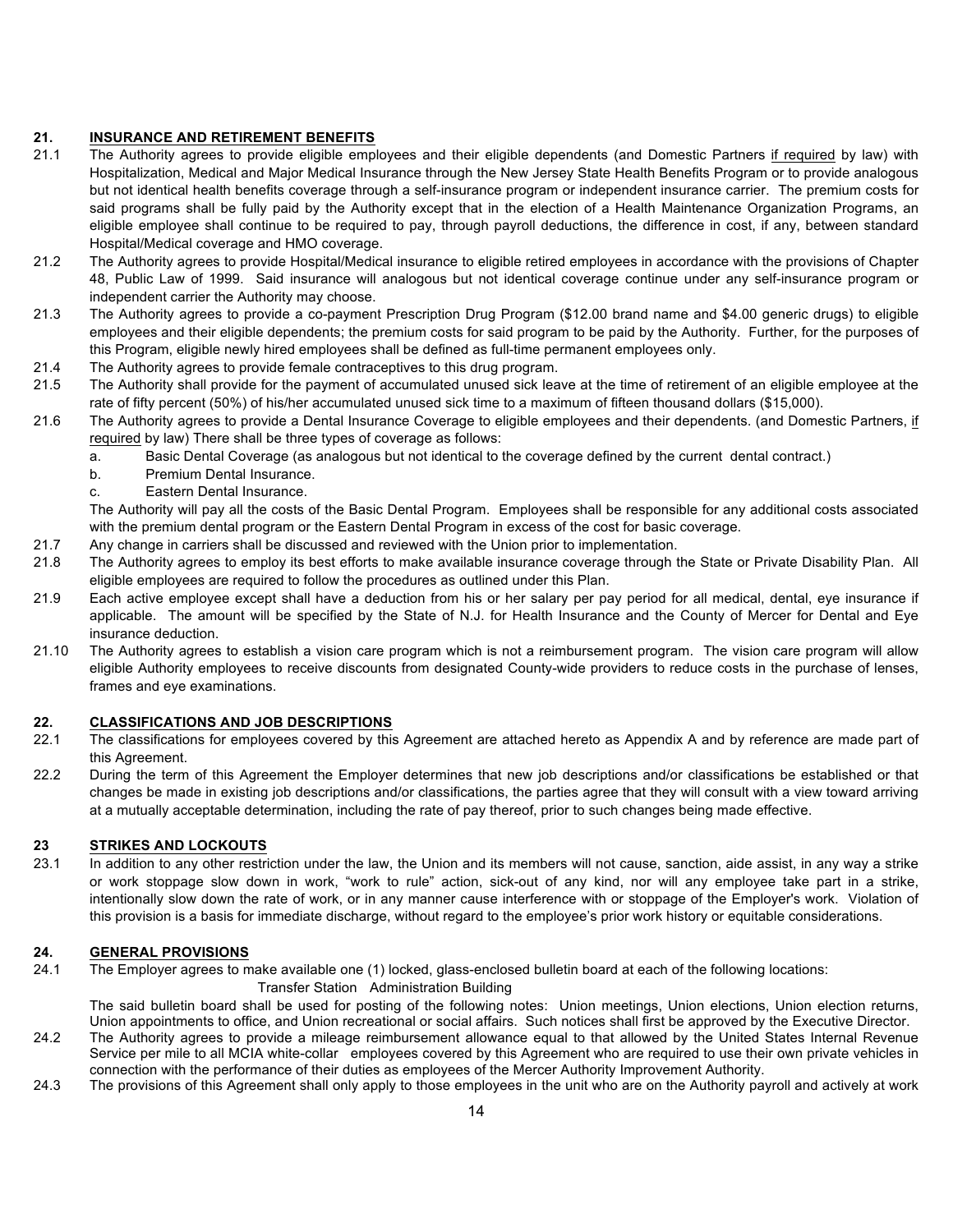## 21. INSURANCE AND RETIREMENT BENEFITS

21.1 The Authority agrees to provide eligible employees and their eligible dependents (and Domestic Partners <u>if required</u> by law) with Hospitalization, Medical and Major Medical Insurance through the New Jersey State Health Benefits Program or to provide analogous but not identical health benefits coverage through a self-insurance program or independent insurance carrier. The premium costs for said programs shall be fully paid by the Authority except that in the election of a Health Maintenance Organization Programs, an eligible employee shall continue to be required to pay, through payroll deductions, the difference in cost, if any, between standard Hospital/Medical coverage and HMO coverage.

21.2 The Authority agrees to provide Hospital/Medical insurance to eligible retired employees in accordance with the provisions of Chapter 48, Public Law of 1999. Said insurance will analogous but not identical coverage continue under any self-insurance program or independent carrier the Authority may choose.

21.3 The Authority agrees to provide a co-payment Prescription Drug Program ($12.00 brand name and $4.00 generic drugs) to eligible employees and their eligible dependents; the premium costs for said program to be paid by the Authority. Further, for the purposes of this Program, eligible newly hired employees shall be defined as full-time permanent employees only.

21.4 The Authority agrees to provide female contraceptives to this drug program.

21.5 The Authority shall provide for the payment of accumulated unused sick leave at the time of retirement of an eligible employee at the rate of fifty percent (50%) of his/her accumulated unused sick time to a maximum of fifteen thousand dollars ($15,000).

21.6 The Authority agrees to provide a Dental Insurance Coverage to eligible employees and their dependents. (and Domestic Partners, <u>if required</u> by law) There shall be three types of coverage as follows:

a. Basic Dental Coverage (as analogous but not identical to the coverage defined by the current dental contract.)

b. Premium Dental Insurance.

c. Eastern Dental Insurance.

The Authority will pay all the costs of the Basic Dental Program. Employees shall be responsible for any additional costs associated with the premium dental program or the Eastern Dental Program in excess of the cost for basic coverage.

21.7 Any change in carriers shall be discussed and reviewed with the Union prior to implementation.

21.8 The Authority agrees to employ its best efforts to make available insurance coverage through the State or Private Disability Plan. All eligible employees are required to follow the procedures as outlined under this Plan.

21.9 Each active employee except shall have a deduction from his or her salary per pay period for all medical, dental, eye insurance if applicable. The amount will be specified by the State of N.J. for Health Insurance and the County of Mercer for Dental and Eye insurance deduction.

21.10 The Authority agrees to establish a vision care program which is not a reimbursement program. The vision care program will allow eligible Authority employees to receive discounts from designated County-wide providers to reduce costs in the purchase of lenses, frames and eye examinations.

## 22. CLASSIFICATIONS AND JOB DESCRIPTIONS

22.1 The classifications for employees covered by this Agreement are attached hereto as Appendix A and by reference are made part of this Agreement.

22.2 During the term of this Agreement the Employer determines that new job descriptions and/or classifications be established or that changes be made in existing job descriptions and/or classifications, the parties agree that they will consult with a view toward arriving at a mutually acceptable determination, including the rate of pay thereof, prior to such changes being made effective.

## 23 STRIKES AND LOCKOUTS

23.1 In addition to any other restriction under the law, the Union and its members will not cause, sanction, aide assist, in any way a strike or work stoppage slow down in work, "work to rule" action, sick-out of any kind, nor will any employee take part in a strike, intentionally slow down the rate of work, or in any manner cause interference with or stoppage of the Employer's work. Violation of this provision is a basis for immediate discharge, without regard to the employee's prior work history or equitable considerations.

## 24. GENERAL PROVISIONS

24.1 The Employer agrees to make available one (1) locked, glass-enclosed bulletin board at each of the following locations:

Transfer Station Administration Building

The said bulletin board shall be used for posting of the following notes: Union meetings, Union elections, Union election returns, Union appointments to office, and Union recreational or social affairs. Such notices shall first be approved by the Executive Director.

24.2 The Authority agrees to provide a mileage reimbursement allowance equal to that allowed by the United States Internal Revenue Service per mile to all MCIA white-collar employees covered by this Agreement who are required to use their own private vehicles in connection with the performance of their duties as employees of the Mercer Authority Improvement Authority.

24.3 The provisions of this Agreement shall only apply to those employees in the unit who are on the Authority payroll and actively at work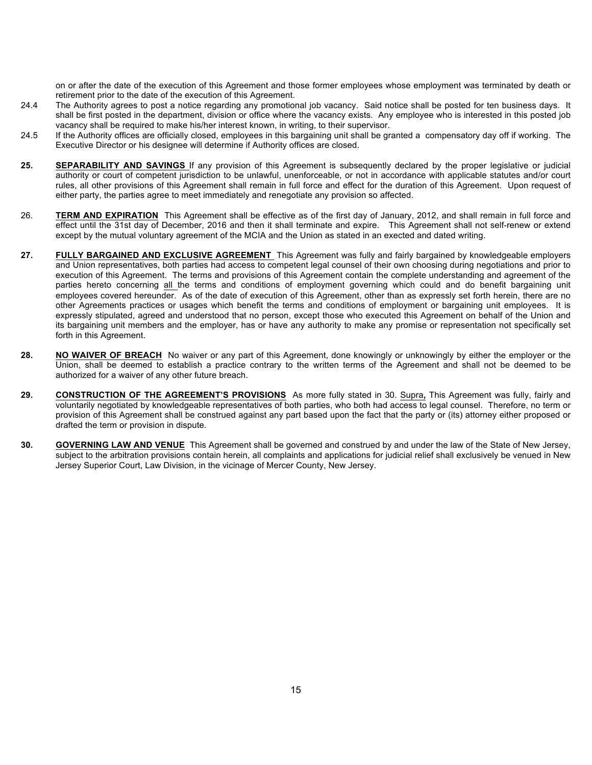on or after the date of the execution of this Agreement and those former employees whose employment was terminated by death or retirement prior to the date of the execution of this Agreement.

24.4 The Authority agrees to post a notice regarding any promotional job vacancy. Said notice shall be posted for ten business days. It shall be first posted in the department, division or office where the vacancy exists. Any employee who is interested in this posted job vacancy shall be required to make his/her interest known, in writing, to their supervisor.

24.5 If the Authority offices are officially closed, employees in this bargaining unit shall be granted a compensatory day off if working. The Executive Director or his designee will determine if Authority offices are closed.

**25. SEPARABILITY AND SAVINGS** If any provision of this Agreement is subsequently declared by the proper legislative or judicial authority or court of competent jurisdiction to be unlawful, unenforceable, or not in accordance with applicable statutes and/or court rules, all other provisions of this Agreement shall remain in full force and effect for the duration of this Agreement. Upon request of either party, the parties agree to meet immediately and renegotiate any provision so affected.

26. **TERM AND EXPIRATION** This Agreement shall be effective as of the first day of January, 2012, and shall remain in full force and effect until the 31st day of December, 2016 and then it shall terminate and expire. This Agreement shall not self-renew or extend except by the mutual voluntary agreement of the MCIA and the Union as stated in an exected and dated writing.

**27. FULLY BARGAINED AND EXCLUSIVE AGREEMENT** This Agreement was fully and fairly bargained by knowledgeable employers and Union representatives, both parties had access to competent legal counsel of their own choosing during negotiations and prior to execution of this Agreement. The terms and provisions of this Agreement contain the complete understanding and agreement of the parties hereto concerning all the terms and conditions of employment governing which could and do benefit bargaining unit employees covered hereunder. As of the date of execution of this Agreement, other than as expressly set forth herein, there are no other Agreements practices or usages which benefit the terms and conditions of employment or bargaining unit employees. It is expressly stipulated, agreed and understood that no person, except those who executed this Agreement on behalf of the Union and its bargaining unit members and the employer, has or have any authority to make any promise or representation not specifically set forth in this Agreement.

**28. NO WAIVER OF BREACH** No waiver or any part of this Agreement, done knowingly or unknowingly by either the employer or the Union, shall be deemed to establish a practice contrary to the written terms of the Agreement and shall not be deemed to be authorized for a waiver of any other future breach.

**29. CONSTRUCTION OF THE AGREEMENT'S PROVISIONS** As more fully stated in 30. Supra**,** This Agreement was fully, fairly and voluntarily negotiated by knowledgeable representatives of both parties, who both had access to legal counsel. Therefore, no term or provision of this Agreement shall be construed against any part based upon the fact that the party or (its) attorney either proposed or drafted the term or provision in dispute.

**30. GOVERNING LAW AND VENUE** This Agreement shall be governed and construed by and under the law of the State of New Jersey, subject to the arbitration provisions contain herein, all complaints and applications for judicial relief shall exclusively be venued in New Jersey Superior Court, Law Division, in the vicinage of Mercer County, New Jersey.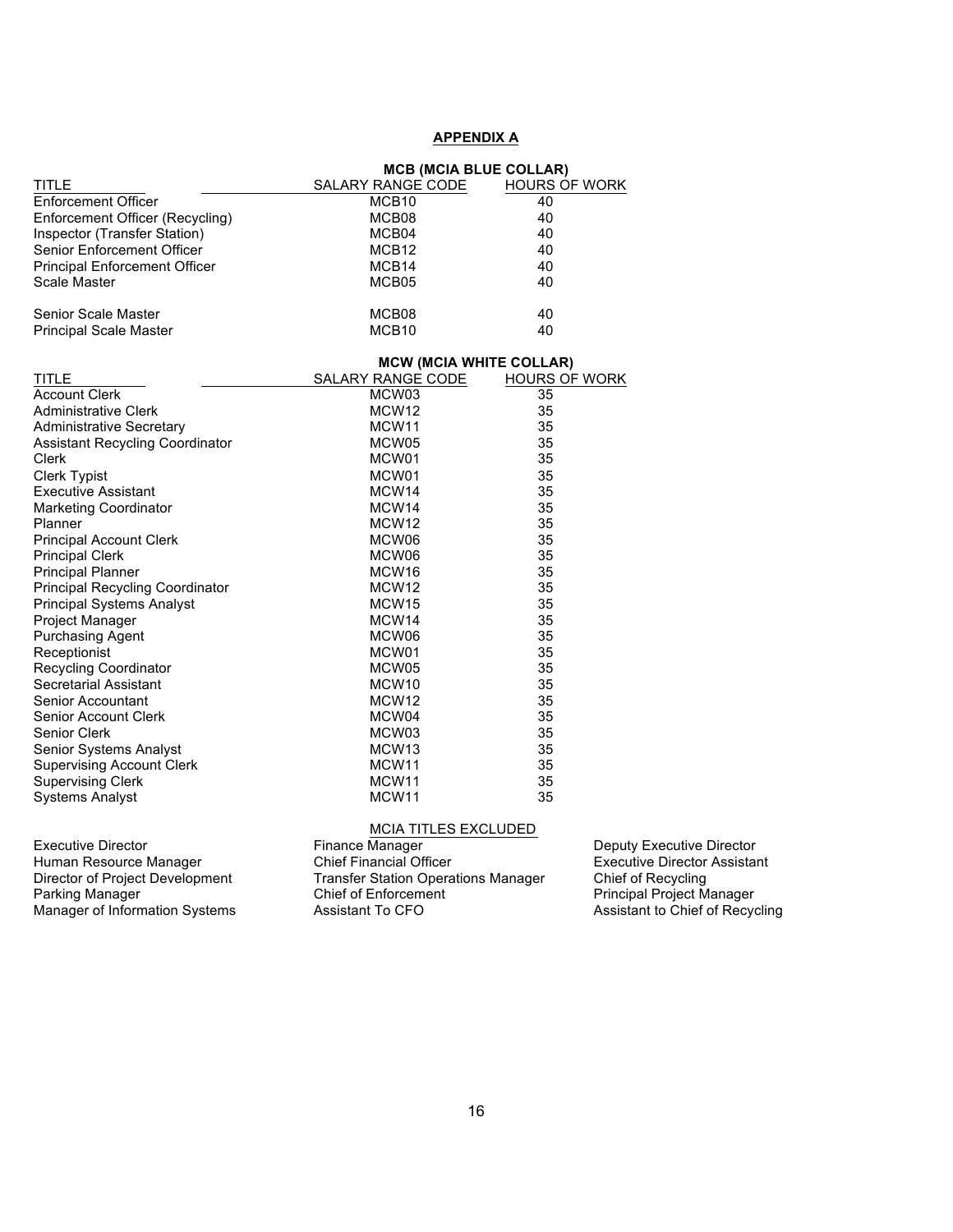## APPENDIX A

### MCB (MCIA BLUE COLLAR)

| TITLE | SALARY RANGE CODE | HOURS OF WORK |
|---|---|---|
| Enforcement Officer | MCB10 | 40 |
| Enforcement Officer (Recycling) | MCB08 | 40 |
| Inspector (Transfer Station) | MCB04 | 40 |
| Senior Enforcement Officer | MCB12 | 40 |
| Principal Enforcement Officer | MCB14 | 40 |
| Scale Master | MCB05 | 40 |
| Senior Scale Master | MCB08 | 40 |
| Principal Scale Master | MCB10 | 40 |

### MCW (MCIA WHITE COLLAR)

| TITLE | SALARY RANGE CODE | HOURS OF WORK |
|---|---|---|
| Account Clerk | MCW03 | 35 |
| Administrative Clerk | MCW12 | 35 |
| Administrative Secretary | MCW11 | 35 |
| Assistant Recycling Coordinator | MCW05 | 35 |
| Clerk | MCW01 | 35 |
| Clerk Typist | MCW01 | 35 |
| Executive Assistant | MCW14 | 35 |
| Marketing Coordinator | MCW14 | 35 |
| Planner | MCW12 | 35 |
| Principal Account Clerk | MCW06 | 35 |
| Principal Clerk | MCW06 | 35 |
| Principal Planner | MCW16 | 35 |
| Principal Recycling Coordinator | MCW12 | 35 |
| Principal Systems Analyst | MCW15 | 35 |
| Project Manager | MCW14 | 35 |
| Purchasing Agent | MCW06 | 35 |
| Receptionist | MCW01 | 35 |
| Recycling Coordinator | MCW05 | 35 |
| Secretarial Assistant | MCW10 | 35 |
| Senior Accountant | MCW12 | 35 |
| Senior Account Clerk | MCW04 | 35 |
| Senior Clerk | MCW03 | 35 |
| Senior Systems Analyst | MCW13 | 35 |
| Supervising Account Clerk | MCW11 | 35 |
| Supervising Clerk | MCW11 | 35 |
| Systems Analyst | MCW11 | 35 |

### MCIA TITLES EXCLUDED

| | | |
|---|---|---|
| Executive Director | Finance Manager | Deputy Executive Director |
| Human Resource Manager | Chief Financial Officer | Executive Director Assistant |
| Director of Project Development | Transfer Station Operations Manager | Chief of Recycling |
| Parking Manager | Chief of Enforcement | Principal Project Manager |
| Manager of Information Systems | Assistant To CFO | Assistant to Chief of Recycling |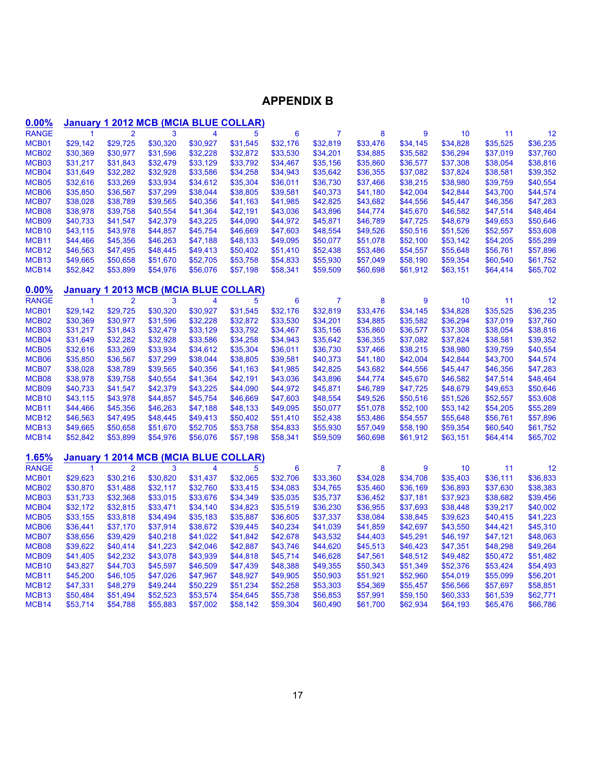# APPENDIX B

**0.00%** **January 1 2012 MCB (MCIA BLUE COLLAR)**

| RANGE | 1 | 2 | 3 | 4 | 5 | 6 | 7 | 8 | 9 | 10 | 11 | 12 |
|---|---|---|---|---|---|---|---|---|---|---|---|---|
| MCB01 | $29,142 | $29,725 | $30,320 | $30,927 | $31,545 | $32,176 | $32,819 | $33,476 | $34,145 | $34,828 | $35,525 | $36,235 |
| MCB02 | $30,369 | $30,977 | $31,596 | $32,228 | $32,872 | $33,530 | $34,201 | $34,885 | $35,582 | $36,294 | $37,019 | $37,760 |
| MCB03 | $31,217 | $31,843 | $32,479 | $33,129 | $33,792 | $34,467 | $35,156 | $35,860 | $36,577 | $37,308 | $38,054 | $38,816 |
| MCB04 | $31,649 | $32,282 | $32,928 | $33,586 | $34,258 | $34,943 | $35,642 | $36,355 | $37,082 | $37,824 | $38,581 | $39,352 |
| MCB05 | $32,616 | $33,269 | $33,934 | $34,612 | $35,304 | $36,011 | $36,730 | $37,466 | $38,215 | $38,980 | $39,759 | $40,554 |
| MCB06 | $35,850 | $36,567 | $37,299 | $38,044 | $38,805 | $39,581 | $40,373 | $41,180 | $42,004 | $42,844 | $43,700 | $44,574 |
| MCB07 | $38,028 | $38,789 | $39,565 | $40,356 | $41,163 | $41,985 | $42,825 | $43,682 | $44,556 | $45,447 | $46,356 | $47,283 |
| MCB08 | $38,978 | $39,758 | $40,554 | $41,364 | $42,191 | $43,036 | $43,896 | $44,774 | $45,670 | $46,582 | $47,514 | $48,464 |
| MCB09 | $40,733 | $41,547 | $42,379 | $43,225 | $44,090 | $44,972 | $45,871 | $46,789 | $47,725 | $48,679 | $49,653 | $50,646 |
| MCB10 | $43,115 | $43,978 | $44,857 | $45,754 | $46,669 | $47,603 | $48,554 | $49,526 | $50,516 | $51,526 | $52,557 | $53,608 |
| MCB11 | $44,466 | $45,356 | $46,263 | $47,188 | $48,133 | $49,095 | $50,077 | $51,078 | $52,100 | $53,142 | $54,205 | $55,289 |
| MCB12 | $46,563 | $47,495 | $48,445 | $49,413 | $50,402 | $51,410 | $52,438 | $53,486 | $54,557 | $55,648 | $56,761 | $57,896 |
| MCB13 | $49,665 | $50,658 | $51,670 | $52,705 | $53,758 | $54,833 | $55,930 | $57,049 | $58,190 | $59,354 | $60,540 | $61,752 |
| MCB14 | $52,842 | $53,899 | $54,976 | $56,076 | $57,198 | $58,341 | $59,509 | $60,698 | $61,912 | $63,151 | $64,414 | $65,702 |

**0.00%** **January 1 2013 MCB (MCIA BLUE COLLAR)**

| RANGE | 1 | 2 | 3 | 4 | 5 | 6 | 7 | 8 | 9 | 10 | 11 | 12 |
|---|---|---|---|---|---|---|---|---|---|---|---|---|
| MCB01 | $29,142 | $29,725 | $30,320 | $30,927 | $31,545 | $32,176 | $32,819 | $33,476 | $34,145 | $34,828 | $35,525 | $36,235 |
| MCB02 | $30,369 | $30,977 | $31,596 | $32,228 | $32,872 | $33,530 | $34,201 | $34,885 | $35,582 | $36,294 | $37,019 | $37,760 |
| MCB03 | $31,217 | $31,843 | $32,479 | $33,129 | $33,792 | $34,467 | $35,156 | $35,860 | $36,577 | $37,308 | $38,054 | $38,816 |
| MCB04 | $31,649 | $32,282 | $32,928 | $33,586 | $34,258 | $34,943 | $35,642 | $36,355 | $37,082 | $37,824 | $38,581 | $39,352 |
| MCB05 | $32,616 | $33,269 | $33,934 | $34,612 | $35,304 | $36,011 | $36,730 | $37,466 | $38,215 | $38,980 | $39,759 | $40,554 |
| MCB06 | $35,850 | $36,567 | $37,299 | $38,044 | $38,805 | $39,581 | $40,373 | $41,180 | $42,004 | $42,844 | $43,700 | $44,574 |
| MCB07 | $38,028 | $38,789 | $39,565 | $40,356 | $41,163 | $41,985 | $42,825 | $43,682 | $44,556 | $45,447 | $46,356 | $47,283 |
| MCB08 | $38,978 | $39,758 | $40,554 | $41,364 | $42,191 | $43,036 | $43,896 | $44,774 | $45,670 | $46,582 | $47,514 | $48,464 |
| MCB09 | $40,733 | $41,547 | $42,379 | $43,225 | $44,090 | $44,972 | $45,871 | $46,789 | $47,725 | $48,679 | $49,653 | $50,646 |
| MCB10 | $43,115 | $43,978 | $44,857 | $45,754 | $46,669 | $47,603 | $48,554 | $49,526 | $50,516 | $51,526 | $52,557 | $53,608 |
| MCB11 | $44,466 | $45,356 | $46,263 | $47,188 | $48,133 | $49,095 | $50,077 | $51,078 | $52,100 | $53,142 | $54,205 | $55,289 |
| MCB12 | $46,563 | $47,495 | $48,445 | $49,413 | $50,402 | $51,410 | $52,438 | $53,486 | $54,557 | $55,648 | $56,761 | $57,896 |
| MCB13 | $49,665 | $50,658 | $51,670 | $52,705 | $53,758 | $54,833 | $55,930 | $57,049 | $58,190 | $59,354 | $60,540 | $61,752 |
| MCB14 | $52,842 | $53,899 | $54,976 | $56,076 | $57,198 | $58,341 | $59,509 | $60,698 | $61,912 | $63,151 | $64,414 | $65,702 |

**1.65%** **January 1 2014 MCB (MCIA BLUE COLLAR)**

| RANGE | 1 | 2 | 3 | 4 | 5 | 6 | 7 | 8 | 9 | 10 | 11 | 12 |
|---|---|---|---|---|---|---|---|---|---|---|---|---|
| MCB01 | $29,623 | $30,216 | $30,820 | $31,437 | $32,065 | $32,706 | $33,360 | $34,028 | $34,708 | $35,403 | $36,111 | $36,833 |
| MCB02 | $30,870 | $31,488 | $32,117 | $32,760 | $33,415 | $34,083 | $34,765 | $35,460 | $36,169 | $36,893 | $37,630 | $38,383 |
| MCB03 | $31,733 | $32,368 | $33,015 | $33,676 | $34,349 | $35,035 | $35,737 | $36,452 | $37,181 | $37,923 | $38,682 | $39,456 |
| MCB04 | $32,172 | $32,815 | $33,471 | $34,140 | $34,823 | $35,519 | $36,230 | $36,955 | $37,693 | $38,448 | $39,217 | $40,002 |
| MCB05 | $33,155 | $33,818 | $34,494 | $35,183 | $35,887 | $36,605 | $37,337 | $38,084 | $38,845 | $39,623 | $40,415 | $41,223 |
| MCB06 | $36,441 | $37,170 | $37,914 | $38,672 | $39,445 | $40,234 | $41,039 | $41,859 | $42,697 | $43,550 | $44,421 | $45,310 |
| MCB07 | $38,656 | $39,429 | $40,218 | $41,022 | $41,842 | $42,678 | $43,532 | $44,403 | $45,291 | $46,197 | $47,121 | $48,063 |
| MCB08 | $39,622 | $40,414 | $41,223 | $42,046 | $42,887 | $43,746 | $44,620 | $45,513 | $46,423 | $47,351 | $48,298 | $49,264 |
| MCB09 | $41,405 | $42,232 | $43,078 | $43,939 | $44,818 | $45,714 | $46,628 | $47,561 | $48,512 | $49,482 | $50,472 | $51,482 |
| MCB10 | $43,827 | $44,703 | $45,597 | $46,509 | $47,439 | $48,388 | $49,355 | $50,343 | $51,349 | $52,376 | $53,424 | $54,493 |
| MCB11 | $45,200 | $46,105 | $47,026 | $47,967 | $48,927 | $49,905 | $50,903 | $51,921 | $52,960 | $54,019 | $55,099 | $56,201 |
| MCB12 | $47,331 | $48,279 | $49,244 | $50,229 | $51,234 | $52,258 | $53,303 | $54,369 | $55,457 | $56,566 | $57,697 | $58,851 |
| MCB13 | $50,484 | $51,494 | $52,523 | $53,574 | $54,645 | $55,738 | $56,853 | $57,991 | $59,150 | $60,333 | $61,539 | $62,771 |
| MCB14 | $53,714 | $54,788 | $55,883 | $57,002 | $58,142 | $59,304 | $60,490 | $61,700 | $62,934 | $64,193 | $65,476 | $66,786 |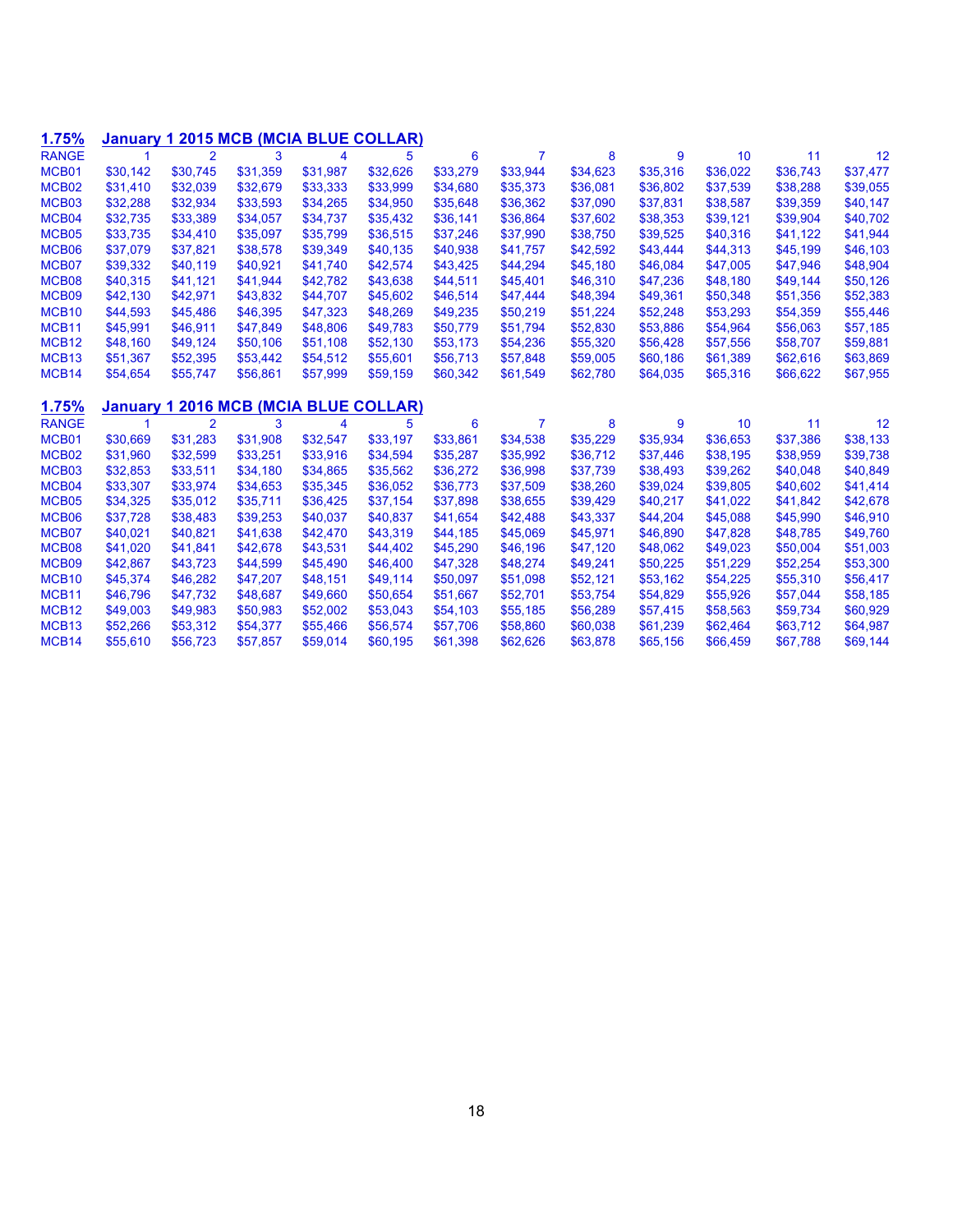**1.75%** **January 1 2015 MCB (MCIA BLUE COLLAR)**

| RANGE | 1 | 2 | 3 | 4 | 5 | 6 | 7 | 8 | 9 | 10 | 11 | 12 |
|---|---|---|---|---|---|---|---|---|---|---|---|---|
| MCB01 | $30,142 | $30,745 | $31,359 | $31,987 | $32,626 | $33,279 | $33,944 | $34,623 | $35,316 | $36,022 | $36,743 | $37,477 |
| MCB02 | $31,410 | $32,039 | $32,679 | $33,333 | $33,999 | $34,680 | $35,373 | $36,081 | $36,802 | $37,539 | $38,288 | $39,055 |
| MCB03 | $32,288 | $32,934 | $33,593 | $34,265 | $34,950 | $35,648 | $36,362 | $37,090 | $37,831 | $38,587 | $39,359 | $40,147 |
| MCB04 | $32,735 | $33,389 | $34,057 | $34,737 | $35,432 | $36,141 | $36,864 | $37,602 | $38,353 | $39,121 | $39,904 | $40,702 |
| MCB05 | $33,735 | $34,410 | $35,097 | $35,799 | $36,515 | $37,246 | $37,990 | $38,750 | $39,525 | $40,316 | $41,122 | $41,944 |
| MCB06 | $37,079 | $37,821 | $38,578 | $39,349 | $40,135 | $40,938 | $41,757 | $42,592 | $43,444 | $44,313 | $45,199 | $46,103 |
| MCB07 | $39,332 | $40,119 | $40,921 | $41,740 | $42,574 | $43,425 | $44,294 | $45,180 | $46,084 | $47,005 | $47,946 | $48,904 |
| MCB08 | $40,315 | $41,121 | $41,944 | $42,782 | $43,638 | $44,511 | $45,401 | $46,310 | $47,236 | $48,180 | $49,144 | $50,126 |
| MCB09 | $42,130 | $42,971 | $43,832 | $44,707 | $45,602 | $46,514 | $47,444 | $48,394 | $49,361 | $50,348 | $51,356 | $52,383 |
| MCB10 | $44,593 | $45,486 | $46,395 | $47,323 | $48,269 | $49,235 | $50,219 | $51,224 | $52,248 | $53,293 | $54,359 | $55,446 |
| MCB11 | $45,991 | $46,911 | $47,849 | $48,806 | $49,783 | $50,779 | $51,794 | $52,830 | $53,886 | $54,964 | $56,063 | $57,185 |
| MCB12 | $48,160 | $49,124 | $50,106 | $51,108 | $52,130 | $53,173 | $54,236 | $55,320 | $56,428 | $57,556 | $58,707 | $59,881 |
| MCB13 | $51,367 | $52,395 | $53,442 | $54,512 | $55,601 | $56,713 | $57,848 | $59,005 | $60,186 | $61,389 | $62,616 | $63,869 |
| MCB14 | $54,654 | $55,747 | $56,861 | $57,999 | $59,159 | $60,342 | $61,549 | $62,780 | $64,035 | $65,316 | $66,622 | $67,955 |

**1.75%** **January 1 2016 MCB (MCIA BLUE COLLAR)**

| RANGE | 1 | 2 | 3 | 4 | 5 | 6 | 7 | 8 | 9 | 10 | 11 | 12 |
|---|---|---|---|---|---|---|---|---|---|---|---|---|
| MCB01 | $30,669 | $31,283 | $31,908 | $32,547 | $33,197 | $33,861 | $34,538 | $35,229 | $35,934 | $36,653 | $37,386 | $38,133 |
| MCB02 | $31,960 | $32,599 | $33,251 | $33,916 | $34,594 | $35,287 | $35,992 | $36,712 | $37,446 | $38,195 | $38,959 | $39,738 |
| MCB03 | $32,853 | $33,511 | $34,180 | $34,865 | $35,562 | $36,272 | $36,998 | $37,739 | $38,493 | $39,262 | $40,048 | $40,849 |
| MCB04 | $33,307 | $33,974 | $34,653 | $35,345 | $36,052 | $36,773 | $37,509 | $38,260 | $39,024 | $39,805 | $40,602 | $41,414 |
| MCB05 | $34,325 | $35,012 | $35,711 | $36,425 | $37,154 | $37,898 | $38,655 | $39,429 | $40,217 | $41,022 | $41,842 | $42,678 |
| MCB06 | $37,728 | $38,483 | $39,253 | $40,037 | $40,837 | $41,654 | $42,488 | $43,337 | $44,204 | $45,088 | $45,990 | $46,910 |
| MCB07 | $40,021 | $40,821 | $41,638 | $42,470 | $43,319 | $44,185 | $45,069 | $45,971 | $46,890 | $47,828 | $48,785 | $49,760 |
| MCB08 | $41,020 | $41,841 | $42,678 | $43,531 | $44,402 | $45,290 | $46,196 | $47,120 | $48,062 | $49,023 | $50,004 | $51,003 |
| MCB09 | $42,867 | $43,723 | $44,599 | $45,490 | $46,400 | $47,328 | $48,274 | $49,241 | $50,225 | $51,229 | $52,254 | $53,300 |
| MCB10 | $45,374 | $46,282 | $47,207 | $48,151 | $49,114 | $50,097 | $51,098 | $52,121 | $53,162 | $54,225 | $55,310 | $56,417 |
| MCB11 | $46,796 | $47,732 | $48,687 | $49,660 | $50,654 | $51,667 | $52,701 | $53,754 | $54,829 | $55,926 | $57,044 | $58,185 |
| MCB12 | $49,003 | $49,983 | $50,983 | $52,002 | $53,043 | $54,103 | $55,185 | $56,289 | $57,415 | $58,563 | $59,734 | $60,929 |
| MCB13 | $52,266 | $53,312 | $54,377 | $55,466 | $56,574 | $57,706 | $58,860 | $60,038 | $61,239 | $62,464 | $63,712 | $64,987 |
| MCB14 | $55,610 | $56,723 | $57,857 | $59,014 | $60,195 | $61,398 | $62,626 | $63,878 | $65,156 | $66,459 | $67,788 | $69,144 |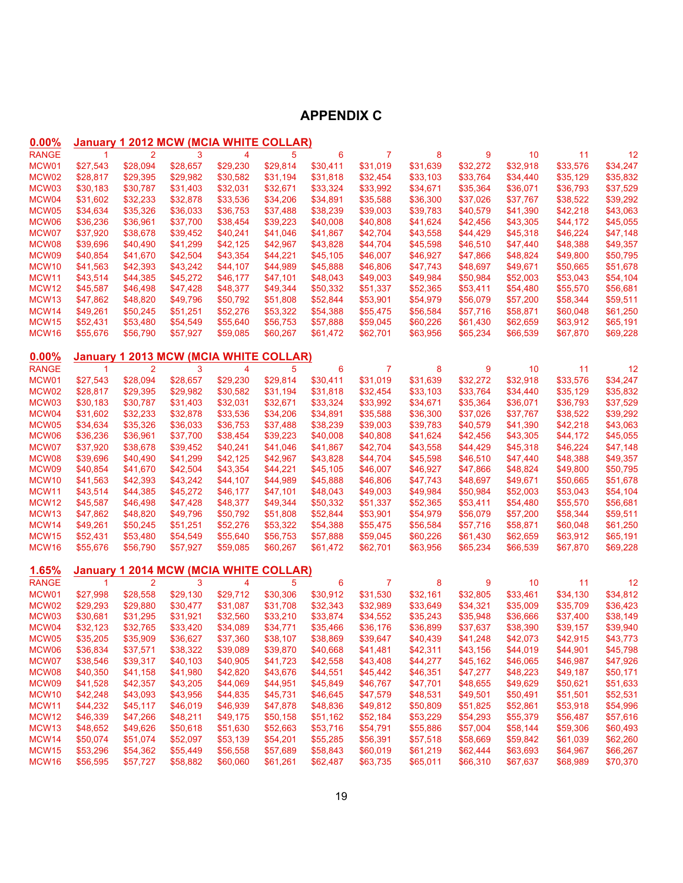# APPENDIX C

**0.00% January 1 2012 MCW (MCIA WHITE COLLAR)**

| RANGE | 1 | 2 | 3 | 4 | 5 | 6 | 7 | 8 | 9 | 10 | 11 | 12 |
|---|---|---|---|---|---|---|---|---|---|---|---|---|
| MCW01 | $27,543 | $28,094 | $28,657 | $29,230 | $29,814 | $30,411 | $31,019 | $31,639 | $32,272 | $32,918 | $33,576 | $34,247 |
| MCW02 | $28,817 | $29,395 | $29,982 | $30,582 | $31,194 | $31,818 | $32,454 | $33,103 | $33,764 | $34,440 | $35,129 | $35,832 |
| MCW03 | $30,183 | $30,787 | $31,403 | $32,031 | $32,671 | $33,324 | $33,992 | $34,671 | $35,364 | $36,071 | $36,793 | $37,529 |
| MCW04 | $31,602 | $32,233 | $32,878 | $33,536 | $34,206 | $34,891 | $35,588 | $36,300 | $37,026 | $37,767 | $38,522 | $39,292 |
| MCW05 | $34,634 | $35,326 | $36,033 | $36,753 | $37,488 | $38,239 | $39,003 | $39,783 | $40,579 | $41,390 | $42,218 | $43,063 |
| MCW06 | $36,236 | $36,961 | $37,700 | $38,454 | $39,223 | $40,008 | $40,808 | $41,624 | $42,456 | $43,305 | $44,172 | $45,055 |
| MCW07 | $37,920 | $38,678 | $39,452 | $40,241 | $41,046 | $41,867 | $42,704 | $43,558 | $44,429 | $45,318 | $46,224 | $47,148 |
| MCW08 | $39,696 | $40,490 | $41,299 | $42,125 | $42,967 | $43,828 | $44,704 | $45,598 | $46,510 | $47,440 | $48,388 | $49,357 |
| MCW09 | $40,854 | $41,670 | $42,504 | $43,354 | $44,221 | $45,105 | $46,007 | $46,927 | $47,866 | $48,824 | $49,800 | $50,795 |
| MCW10 | $41,563 | $42,393 | $43,242 | $44,107 | $44,989 | $45,888 | $46,806 | $47,743 | $48,697 | $49,671 | $50,665 | $51,678 |
| MCW11 | $43,514 | $44,385 | $45,272 | $46,177 | $47,101 | $48,043 | $49,003 | $49,984 | $50,984 | $52,003 | $53,043 | $54,104 |
| MCW12 | $45,587 | $46,498 | $47,428 | $48,377 | $49,344 | $50,332 | $51,337 | $52,365 | $53,411 | $54,480 | $55,570 | $56,681 |
| MCW13 | $47,862 | $48,820 | $49,796 | $50,792 | $51,808 | $52,844 | $53,901 | $54,979 | $56,079 | $57,200 | $58,344 | $59,511 |
| MCW14 | $49,261 | $50,245 | $51,251 | $52,276 | $53,322 | $54,388 | $55,475 | $56,584 | $57,716 | $58,871 | $60,048 | $61,250 |
| MCW15 | $52,431 | $53,480 | $54,549 | $55,640 | $56,753 | $57,888 | $59,045 | $60,226 | $61,430 | $62,659 | $63,912 | $65,191 |
| MCW16 | $55,676 | $56,790 | $57,927 | $59,085 | $60,267 | $61,472 | $62,701 | $63,956 | $65,234 | $66,539 | $67,870 | $69,228 |

**0.00% January 1 2013 MCW (MCIA WHITE COLLAR)**

| RANGE | 1 | 2 | 3 | 4 | 5 | 6 | 7 | 8 | 9 | 10 | 11 | 12 |
|---|---|---|---|---|---|---|---|---|---|---|---|---|
| MCW01 | $27,543 | $28,094 | $28,657 | $29,230 | $29,814 | $30,411 | $31,019 | $31,639 | $32,272 | $32,918 | $33,576 | $34,247 |
| MCW02 | $28,817 | $29,395 | $29,982 | $30,582 | $31,194 | $31,818 | $32,454 | $33,103 | $33,764 | $34,440 | $35,129 | $35,832 |
| MCW03 | $30,183 | $30,787 | $31,403 | $32,031 | $32,671 | $33,324 | $33,992 | $34,671 | $35,364 | $36,071 | $36,793 | $37,529 |
| MCW04 | $31,602 | $32,233 | $32,878 | $33,536 | $34,206 | $34,891 | $35,588 | $36,300 | $37,026 | $37,767 | $38,522 | $39,292 |
| MCW05 | $34,634 | $35,326 | $36,033 | $36,753 | $37,488 | $38,239 | $39,003 | $39,783 | $40,579 | $41,390 | $42,218 | $43,063 |
| MCW06 | $36,236 | $36,961 | $37,700 | $38,454 | $39,223 | $40,008 | $40,808 | $41,624 | $42,456 | $43,305 | $44,172 | $45,055 |
| MCW07 | $37,920 | $38,678 | $39,452 | $40,241 | $41,046 | $41,867 | $42,704 | $43,558 | $44,429 | $45,318 | $46,224 | $47,148 |
| MCW08 | $39,696 | $40,490 | $41,299 | $42,125 | $42,967 | $43,828 | $44,704 | $45,598 | $46,510 | $47,440 | $48,388 | $49,357 |
| MCW09 | $40,854 | $41,670 | $42,504 | $43,354 | $44,221 | $45,105 | $46,007 | $46,927 | $47,866 | $48,824 | $49,800 | $50,795 |
| MCW10 | $41,563 | $42,393 | $43,242 | $44,107 | $44,989 | $45,888 | $46,806 | $47,743 | $48,697 | $49,671 | $50,665 | $51,678 |
| MCW11 | $43,514 | $44,385 | $45,272 | $46,177 | $47,101 | $48,043 | $49,003 | $49,984 | $50,984 | $52,003 | $53,043 | $54,104 |
| MCW12 | $45,587 | $46,498 | $47,428 | $48,377 | $49,344 | $50,332 | $51,337 | $52,365 | $53,411 | $54,480 | $55,570 | $56,681 |
| MCW13 | $47,862 | $48,820 | $49,796 | $50,792 | $51,808 | $52,844 | $53,901 | $54,979 | $56,079 | $57,200 | $58,344 | $59,511 |
| MCW14 | $49,261 | $50,245 | $51,251 | $52,276 | $53,322 | $54,388 | $55,475 | $56,584 | $57,716 | $58,871 | $60,048 | $61,250 |
| MCW15 | $52,431 | $53,480 | $54,549 | $55,640 | $56,753 | $57,888 | $59,045 | $60,226 | $61,430 | $62,659 | $63,912 | $65,191 |
| MCW16 | $55,676 | $56,790 | $57,927 | $59,085 | $60,267 | $61,472 | $62,701 | $63,956 | $65,234 | $66,539 | $67,870 | $69,228 |

**1.65% January 1 2014 MCW (MCIA WHITE COLLAR)**

| RANGE | 1 | 2 | 3 | 4 | 5 | 6 | 7 | 8 | 9 | 10 | 11 | 12 |
|---|---|---|---|---|---|---|---|---|---|---|---|---|
| MCW01 | $27,998 | $28,558 | $29,130 | $29,712 | $30,306 | $30,912 | $31,530 | $32,161 | $32,805 | $33,461 | $34,130 | $34,812 |
| MCW02 | $29,293 | $29,880 | $30,477 | $31,087 | $31,708 | $32,343 | $32,989 | $33,649 | $34,321 | $35,009 | $35,709 | $36,423 |
| MCW03 | $30,681 | $31,295 | $31,921 | $32,560 | $33,210 | $33,874 | $34,552 | $35,243 | $35,948 | $36,666 | $37,400 | $38,149 |
| MCW04 | $32,123 | $32,765 | $33,420 | $34,089 | $34,771 | $35,466 | $36,176 | $36,899 | $37,637 | $38,390 | $39,157 | $39,940 |
| MCW05 | $35,205 | $35,909 | $36,627 | $37,360 | $38,107 | $38,869 | $39,647 | $40,439 | $41,248 | $42,073 | $42,915 | $43,773 |
| MCW06 | $36,834 | $37,571 | $38,322 | $39,089 | $39,870 | $40,668 | $41,481 | $42,311 | $43,156 | $44,019 | $44,901 | $45,798 |
| MCW07 | $38,546 | $39,317 | $40,103 | $40,905 | $41,723 | $42,558 | $43,408 | $44,277 | $45,162 | $46,065 | $46,987 | $47,926 |
| MCW08 | $40,350 | $41,158 | $41,980 | $42,820 | $43,676 | $44,551 | $45,442 | $46,351 | $47,277 | $48,223 | $49,187 | $50,171 |
| MCW09 | $41,528 | $42,357 | $43,205 | $44,069 | $44,951 | $45,849 | $46,767 | $47,701 | $48,655 | $49,629 | $50,621 | $51,633 |
| MCW10 | $42,248 | $43,093 | $43,956 | $44,835 | $45,731 | $46,645 | $47,579 | $48,531 | $49,501 | $50,491 | $51,501 | $52,531 |
| MCW11 | $44,232 | $45,117 | $46,019 | $46,939 | $47,878 | $48,836 | $49,812 | $50,809 | $51,825 | $52,861 | $53,918 | $54,996 |
| MCW12 | $46,339 | $47,266 | $48,211 | $49,175 | $50,158 | $51,162 | $52,184 | $53,229 | $54,293 | $55,379 | $56,487 | $57,616 |
| MCW13 | $48,652 | $49,626 | $50,618 | $51,630 | $52,663 | $53,716 | $54,791 | $55,886 | $57,004 | $58,144 | $59,306 | $60,493 |
| MCW14 | $50,074 | $51,074 | $52,097 | $53,139 | $54,201 | $55,285 | $56,391 | $57,518 | $58,669 | $59,842 | $61,039 | $62,260 |
| MCW15 | $53,296 | $54,362 | $55,449 | $56,558 | $57,689 | $58,843 | $60,019 | $61,219 | $62,444 | $63,693 | $64,967 | $66,267 |
| MCW16 | $56,595 | $57,727 | $58,882 | $60,060 | $61,261 | $62,487 | $63,735 | $65,011 | $66,310 | $67,637 | $68,989 | $70,370 |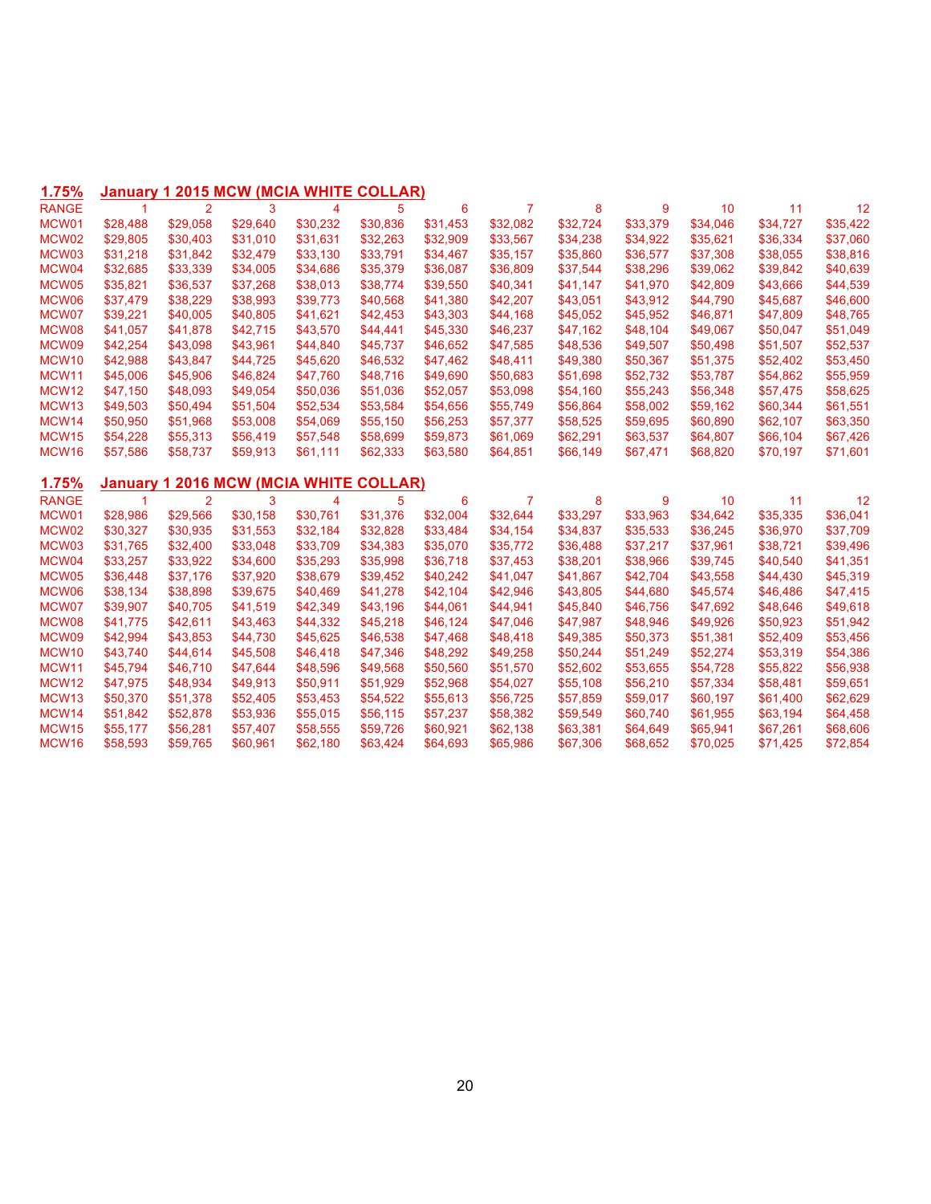**1.75%** **January 1 2015 MCW (MCIA WHITE COLLAR)**

| RANGE | 1 | 2 | 3 | 4 | 5 | 6 | 7 | 8 | 9 | 10 | 11 | 12 |
|---|---|---|---|---|---|---|---|---|---|---|---|---|
| MCW01 | $28,488 | $29,058 | $29,640 | $30,232 | $30,836 | $31,453 | $32,082 | $32,724 | $33,379 | $34,046 | $34,727 | $35,422 |
| MCW02 | $29,805 | $30,403 | $31,010 | $31,631 | $32,263 | $32,909 | $33,567 | $34,238 | $34,922 | $35,621 | $36,334 | $37,060 |
| MCW03 | $31,218 | $31,842 | $32,479 | $33,130 | $33,791 | $34,467 | $35,157 | $35,860 | $36,577 | $37,308 | $38,055 | $38,816 |
| MCW04 | $32,685 | $33,339 | $34,005 | $34,686 | $35,379 | $36,087 | $36,809 | $37,544 | $38,296 | $39,062 | $39,842 | $40,639 |
| MCW05 | $35,821 | $36,537 | $37,268 | $38,013 | $38,774 | $39,550 | $40,341 | $41,147 | $41,970 | $42,809 | $43,666 | $44,539 |
| MCW06 | $37,479 | $38,229 | $38,993 | $39,773 | $40,568 | $41,380 | $42,207 | $43,051 | $43,912 | $44,790 | $45,687 | $46,600 |
| MCW07 | $39,221 | $40,005 | $40,805 | $41,621 | $42,453 | $43,303 | $44,168 | $45,052 | $45,952 | $46,871 | $47,809 | $48,765 |
| MCW08 | $41,057 | $41,878 | $42,715 | $43,570 | $44,441 | $45,330 | $46,237 | $47,162 | $48,104 | $49,067 | $50,047 | $51,049 |
| MCW09 | $42,254 | $43,098 | $43,961 | $44,840 | $45,737 | $46,652 | $47,585 | $48,536 | $49,507 | $50,498 | $51,507 | $52,537 |
| MCW10 | $42,988 | $43,847 | $44,725 | $45,620 | $46,532 | $47,462 | $48,411 | $49,380 | $50,367 | $51,375 | $52,402 | $53,450 |
| MCW11 | $45,006 | $45,906 | $46,824 | $47,760 | $48,716 | $49,690 | $50,683 | $51,698 | $52,732 | $53,787 | $54,862 | $55,959 |
| MCW12 | $47,150 | $48,093 | $49,054 | $50,036 | $51,036 | $52,057 | $53,098 | $54,160 | $55,243 | $56,348 | $57,475 | $58,625 |
| MCW13 | $49,503 | $50,494 | $51,504 | $52,534 | $53,584 | $54,656 | $55,749 | $56,864 | $58,002 | $59,162 | $60,344 | $61,551 |
| MCW14 | $50,950 | $51,968 | $53,008 | $54,069 | $55,150 | $56,253 | $57,377 | $58,525 | $59,695 | $60,890 | $62,107 | $63,350 |
| MCW15 | $54,228 | $55,313 | $56,419 | $57,548 | $58,699 | $59,873 | $61,069 | $62,291 | $63,537 | $64,807 | $66,104 | $67,426 |
| MCW16 | $57,586 | $58,737 | $59,913 | $61,111 | $62,333 | $63,580 | $64,851 | $66,149 | $67,471 | $68,820 | $70,197 | $71,601 |

**1.75%** **January 1 2016 MCW (MCIA WHITE COLLAR)**

| RANGE | 1 | 2 | 3 | 4 | 5 | 6 | 7 | 8 | 9 | 10 | 11 | 12 |
|---|---|---|---|---|---|---|---|---|---|---|---|---|
| MCW01 | $28,986 | $29,566 | $30,158 | $30,761 | $31,376 | $32,004 | $32,644 | $33,297 | $33,963 | $34,642 | $35,335 | $36,041 |
| MCW02 | $30,327 | $30,935 | $31,553 | $32,184 | $32,828 | $33,484 | $34,154 | $34,837 | $35,533 | $36,245 | $36,970 | $37,709 |
| MCW03 | $31,765 | $32,400 | $33,048 | $33,709 | $34,383 | $35,070 | $35,772 | $36,488 | $37,217 | $37,961 | $38,721 | $39,496 |
| MCW04 | $33,257 | $33,922 | $34,600 | $35,293 | $35,998 | $36,718 | $37,453 | $38,201 | $38,966 | $39,745 | $40,540 | $41,351 |
| MCW05 | $36,448 | $37,176 | $37,920 | $38,679 | $39,452 | $40,242 | $41,047 | $41,867 | $42,704 | $43,558 | $44,430 | $45,319 |
| MCW06 | $38,134 | $38,898 | $39,675 | $40,469 | $41,278 | $42,104 | $42,946 | $43,805 | $44,680 | $45,574 | $46,486 | $47,415 |
| MCW07 | $39,907 | $40,705 | $41,519 | $42,349 | $43,196 | $44,061 | $44,941 | $45,840 | $46,756 | $47,692 | $48,646 | $49,618 |
| MCW08 | $41,775 | $42,611 | $43,463 | $44,332 | $45,218 | $46,124 | $47,046 | $47,987 | $48,946 | $49,926 | $50,923 | $51,942 |
| MCW09 | $42,994 | $43,853 | $44,730 | $45,625 | $46,538 | $47,468 | $48,418 | $49,385 | $50,373 | $51,381 | $52,409 | $53,456 |
| MCW10 | $43,740 | $44,614 | $45,508 | $46,418 | $47,346 | $48,292 | $49,258 | $50,244 | $51,249 | $52,274 | $53,319 | $54,386 |
| MCW11 | $45,794 | $46,710 | $47,644 | $48,596 | $49,568 | $50,560 | $51,570 | $52,602 | $53,655 | $54,728 | $55,822 | $56,938 |
| MCW12 | $47,975 | $48,934 | $49,913 | $50,911 | $51,929 | $52,968 | $54,027 | $55,108 | $56,210 | $57,334 | $58,481 | $59,651 |
| MCW13 | $50,370 | $51,378 | $52,405 | $53,453 | $54,522 | $55,613 | $56,725 | $57,859 | $59,017 | $60,197 | $61,400 | $62,629 |
| MCW14 | $51,842 | $52,878 | $53,936 | $55,015 | $56,115 | $57,237 | $58,382 | $59,549 | $60,740 | $61,955 | $63,194 | $64,458 |
| MCW15 | $55,177 | $56,281 | $57,407 | $58,555 | $59,726 | $60,921 | $62,138 | $63,381 | $64,649 | $65,941 | $67,261 | $68,606 |
| MCW16 | $58,593 | $59,765 | $60,961 | $62,180 | $63,424 | $64,693 | $65,986 | $67,306 | $68,652 | $70,025 | $71,425 | $72,854 |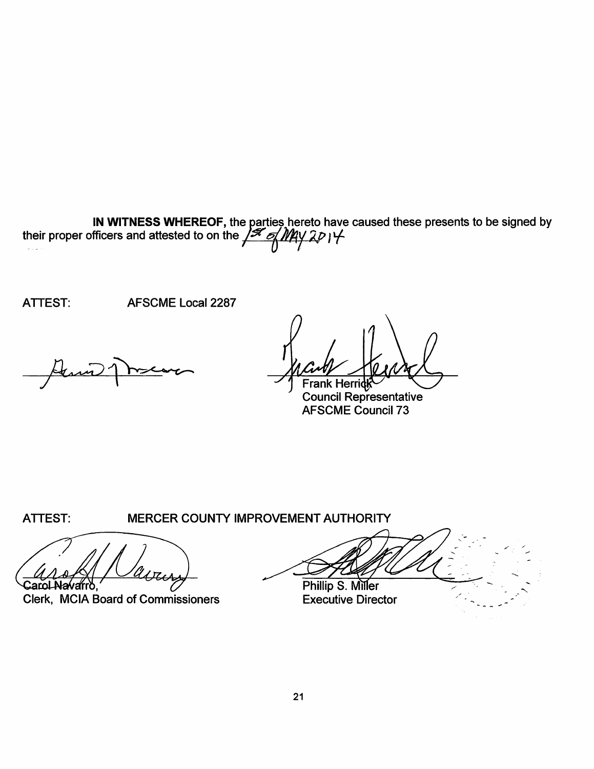**IN WITNESS WHEREOF,** the parties hereto have caused these presents to be signed by their proper officers and attested to on the 1st of MAY 2014

ATTEST: AFSCME Local 2287

Frank Herrick
Council Representative
AFSCME Council 73

ATTEST: MERCER COUNTY IMPROVEMENT AUTHORITY

Carol Navarro,
Clerk, MCIA Board of Commissioners

Phillip S. Miller
Executive Director